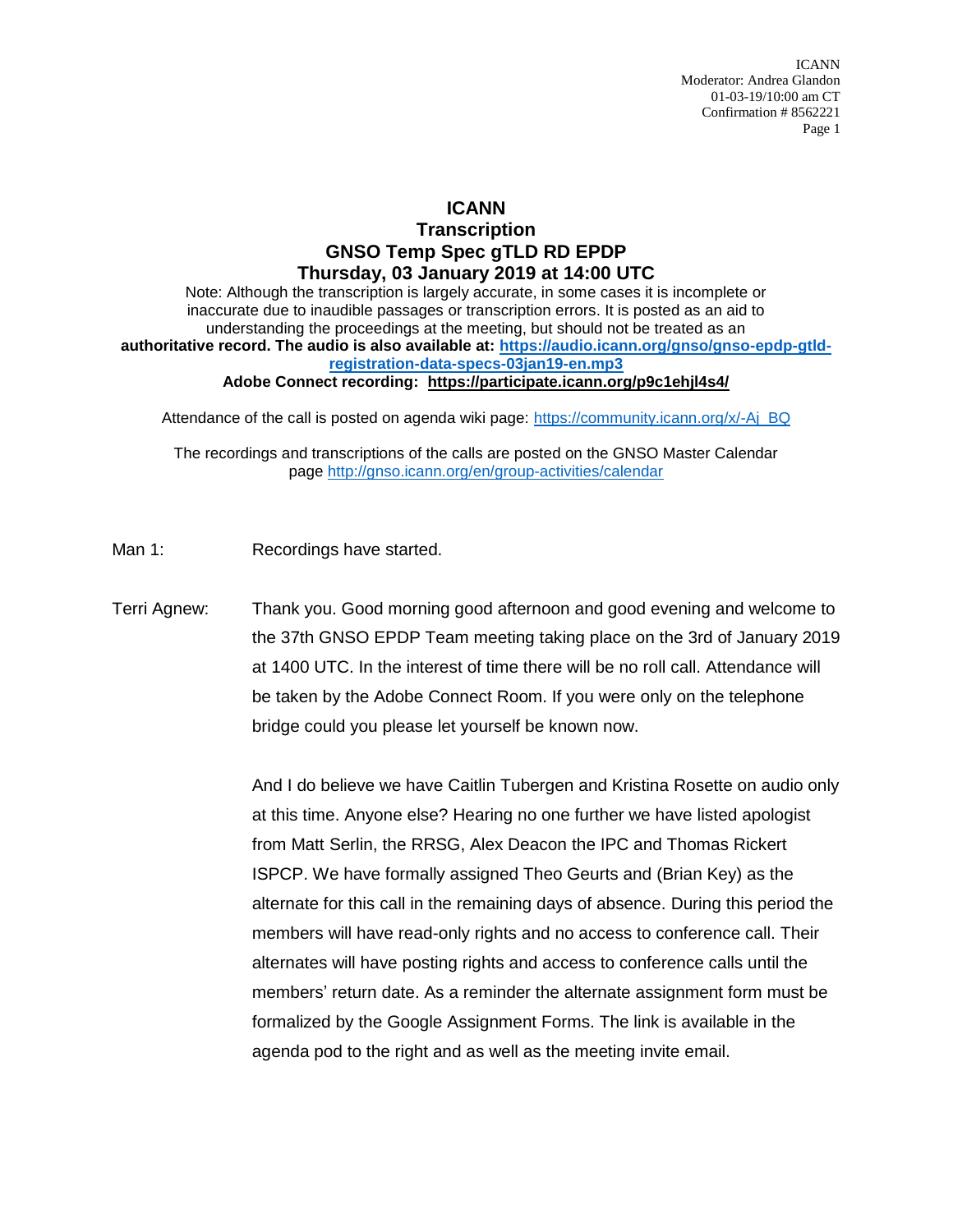# ICANN
## Transcription
## GNSO Temp Spec gTLD RD EPDP
## Thursday, 03 January 2019 at 14:00 UTC

Note: Although the transcription is largely accurate, in some cases it is incomplete or inaccurate due to inaudible passages or transcription errors. It is posted as an aid to understanding the proceedings at the meeting, but should not be treated as an **authoritative record. The audio is also available at: https://audio.icann.org/gnso/gnso-epdp-gtld-registration-data-specs-03jan19-en.mp3**

**Adobe Connect recording: https://participate.icann.org/p9c1ehjl4s4/**

Attendance of the call is posted on agenda wiki page: https://community.icann.org/x/-Aj_BQ

The recordings and transcriptions of the calls are posted on the GNSO Master Calendar page http://gnso.icann.org/en/group-activities/calendar

Man 1: Recordings have started.

Terri Agnew: Thank you. Good morning good afternoon and good evening and welcome to the 37th GNSO EPDP Team meeting taking place on the 3rd of January 2019 at 1400 UTC. In the interest of time there will be no roll call. Attendance will be taken by the Adobe Connect Room. If you were only on the telephone bridge could you please let yourself be known now.

And I do believe we have Caitlin Tubergen and Kristina Rosette on audio only at this time. Anyone else? Hearing no one further we have listed apologist from Matt Serlin, the RRSG, Alex Deacon the IPC and Thomas Rickert ISPCP. We have formally assigned Theo Geurts and (Brian Key) as the alternate for this call in the remaining days of absence. During this period the members will have read-only rights and no access to conference call. Their alternates will have posting rights and access to conference calls until the members' return date. As a reminder the alternate assignment form must be formalized by the Google Assignment Forms. The link is available in the agenda pod to the right and as well as the meeting invite email.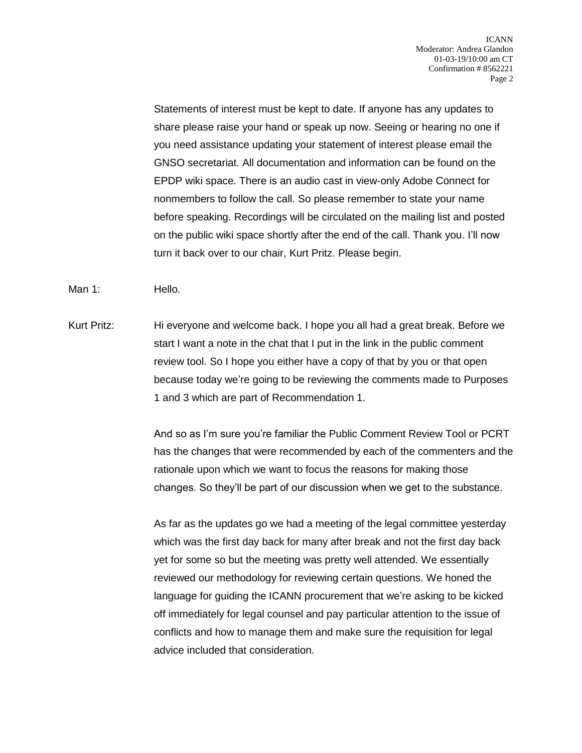Statements of interest must be kept to date. If anyone has any updates to share please raise your hand or speak up now. Seeing or hearing no one if you need assistance updating your statement of interest please email the GNSO secretariat. All documentation and information can be found on the EPDP wiki space. There is an audio cast in view-only Adobe Connect for nonmembers to follow the call. So please remember to state your name before speaking. Recordings will be circulated on the mailing list and posted on the public wiki space shortly after the end of the call. Thank you. I'll now turn it back over to our chair, Kurt Pritz. Please begin.

Man 1: Hello.

Kurt Pritz: Hi everyone and welcome back. I hope you all had a great break. Before we start I want a note in the chat that I put in the link in the public comment review tool. So I hope you either have a copy of that by you or that open because today we're going to be reviewing the comments made to Purposes 1 and 3 which are part of Recommendation 1.

And so as I'm sure you're familiar the Public Comment Review Tool or PCRT has the changes that were recommended by each of the commenters and the rationale upon which we want to focus the reasons for making those changes. So they'll be part of our discussion when we get to the substance.

As far as the updates go we had a meeting of the legal committee yesterday which was the first day back for many after break and not the first day back yet for some so but the meeting was pretty well attended. We essentially reviewed our methodology for reviewing certain questions. We honed the language for guiding the ICANN procurement that we're asking to be kicked off immediately for legal counsel and pay particular attention to the issue of conflicts and how to manage them and make sure the requisition for legal advice included that consideration.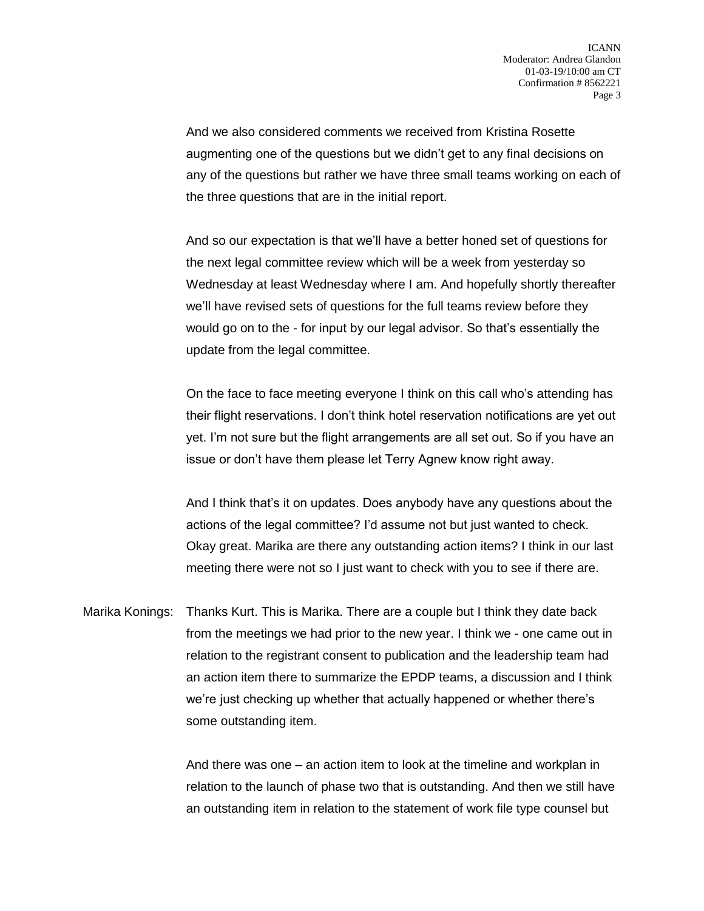And we also considered comments we received from Kristina Rosette augmenting one of the questions but we didn't get to any final decisions on any of the questions but rather we have three small teams working on each of the three questions that are in the initial report.

And so our expectation is that we'll have a better honed set of questions for the next legal committee review which will be a week from yesterday so Wednesday at least Wednesday where I am. And hopefully shortly thereafter we'll have revised sets of questions for the full teams review before they would go on to the - for input by our legal advisor. So that's essentially the update from the legal committee.

On the face to face meeting everyone I think on this call who's attending has their flight reservations. I don't think hotel reservation notifications are yet out yet. I'm not sure but the flight arrangements are all set out. So if you have an issue or don't have them please let Terry Agnew know right away.

And I think that's it on updates. Does anybody have any questions about the actions of the legal committee? I'd assume not but just wanted to check. Okay great. Marika are there any outstanding action items? I think in our last meeting there were not so I just want to check with you to see if there are.

Marika Konings: Thanks Kurt. This is Marika. There are a couple but I think they date back from the meetings we had prior to the new year. I think we - one came out in relation to the registrant consent to publication and the leadership team had an action item there to summarize the EPDP teams, a discussion and I think we're just checking up whether that actually happened or whether there's some outstanding item.

And there was one – an action item to look at the timeline and workplan in relation to the launch of phase two that is outstanding. And then we still have an outstanding item in relation to the statement of work file type counsel but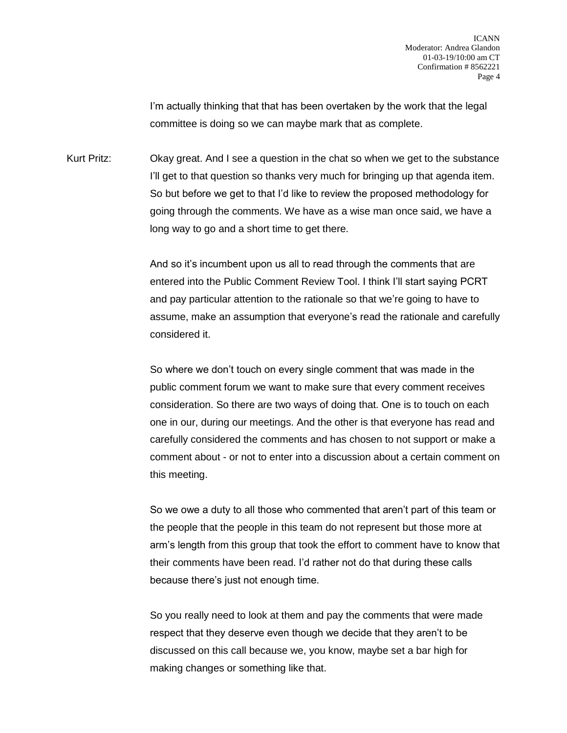I'm actually thinking that that has been overtaken by the work that the legal committee is doing so we can maybe mark that as complete.

Kurt Pritz: Okay great. And I see a question in the chat so when we get to the substance I'll get to that question so thanks very much for bringing up that agenda item. So but before we get to that I'd like to review the proposed methodology for going through the comments. We have as a wise man once said, we have a long way to go and a short time to get there.

And so it's incumbent upon us all to read through the comments that are entered into the Public Comment Review Tool. I think I'll start saying PCRT and pay particular attention to the rationale so that we're going to have to assume, make an assumption that everyone's read the rationale and carefully considered it.

So where we don't touch on every single comment that was made in the public comment forum we want to make sure that every comment receives consideration. So there are two ways of doing that. One is to touch on each one in our, during our meetings. And the other is that everyone has read and carefully considered the comments and has chosen to not support or make a comment about - or not to enter into a discussion about a certain comment on this meeting.

So we owe a duty to all those who commented that aren't part of this team or the people that the people in this team do not represent but those more at arm's length from this group that took the effort to comment have to know that their comments have been read. I'd rather not do that during these calls because there's just not enough time.

So you really need to look at them and pay the comments that were made respect that they deserve even though we decide that they aren't to be discussed on this call because we, you know, maybe set a bar high for making changes or something like that.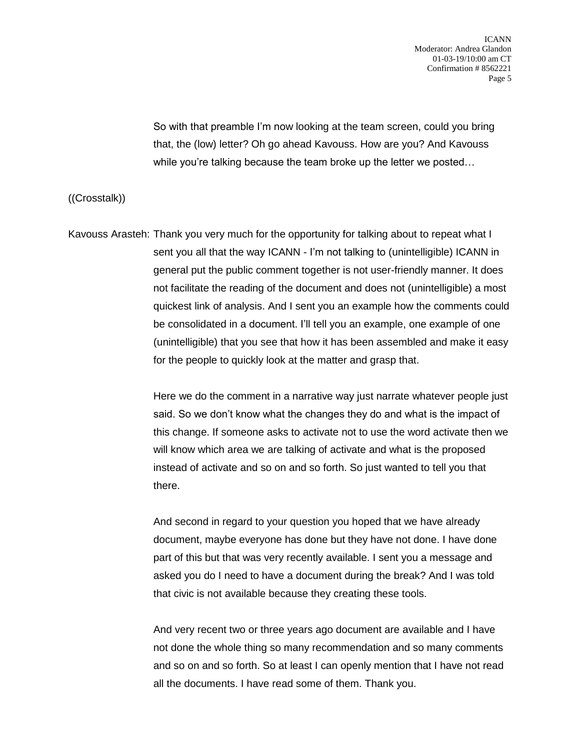So with that preamble I'm now looking at the team screen, could you bring that, the (low) letter? Oh go ahead Kavouss. How are you? And Kavouss while you're talking because the team broke up the letter we posted…

((Crosstalk))

Kavouss Arasteh: Thank you very much for the opportunity for talking about to repeat what I sent you all that the way ICANN - I'm not talking to (unintelligible) ICANN in general put the public comment together is not user-friendly manner. It does not facilitate the reading of the document and does not (unintelligible) a most quickest link of analysis. And I sent you an example how the comments could be consolidated in a document. I'll tell you an example, one example of one (unintelligible) that you see that how it has been assembled and make it easy for the people to quickly look at the matter and grasp that.

Here we do the comment in a narrative way just narrate whatever people just said. So we don't know what the changes they do and what is the impact of this change. If someone asks to activate not to use the word activate then we will know which area we are talking of activate and what is the proposed instead of activate and so on and so forth. So just wanted to tell you that there.

And second in regard to your question you hoped that we have already document, maybe everyone has done but they have not done. I have done part of this but that was very recently available. I sent you a message and asked you do I need to have a document during the break? And I was told that civic is not available because they creating these tools.

And very recent two or three years ago document are available and I have not done the whole thing so many recommendation and so many comments and so on and so forth. So at least I can openly mention that I have not read all the documents. I have read some of them. Thank you.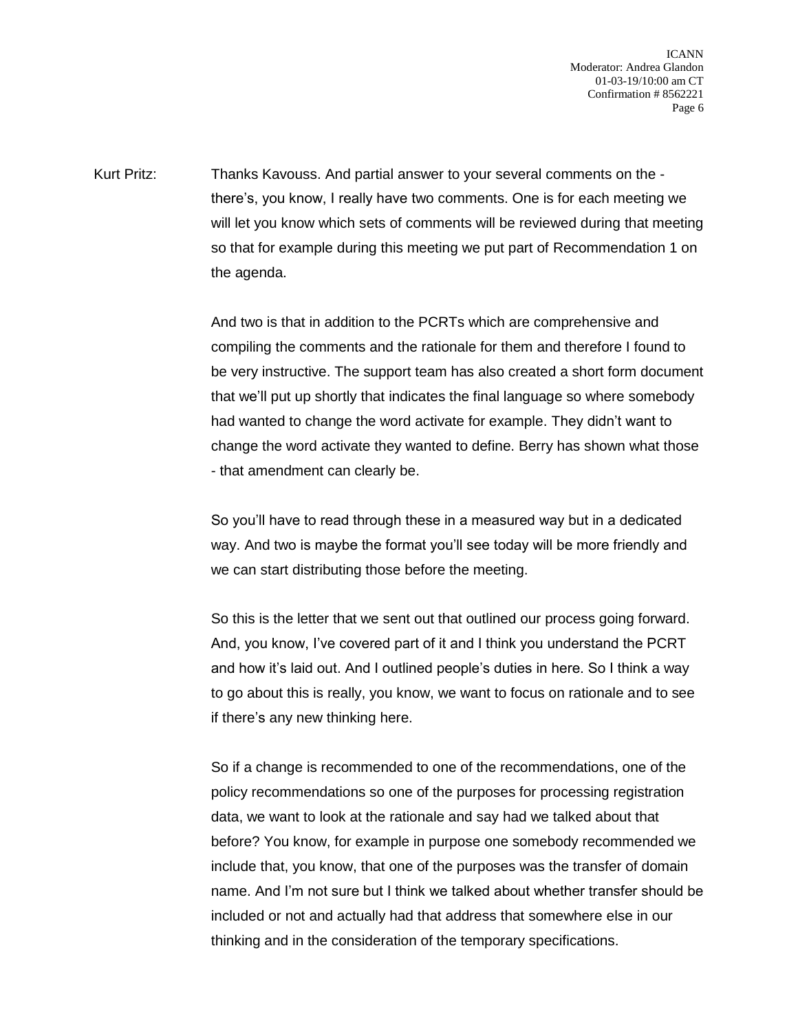Kurt Pritz: Thanks Kavouss. And partial answer to your several comments on the - there's, you know, I really have two comments. One is for each meeting we will let you know which sets of comments will be reviewed during that meeting so that for example during this meeting we put part of Recommendation 1 on the agenda.

And two is that in addition to the PCRTs which are comprehensive and compiling the comments and the rationale for them and therefore I found to be very instructive. The support team has also created a short form document that we'll put up shortly that indicates the final language so where somebody had wanted to change the word activate for example. They didn't want to change the word activate they wanted to define. Berry has shown what those - that amendment can clearly be.

So you'll have to read through these in a measured way but in a dedicated way. And two is maybe the format you'll see today will be more friendly and we can start distributing those before the meeting.

So this is the letter that we sent out that outlined our process going forward. And, you know, I've covered part of it and I think you understand the PCRT and how it's laid out. And I outlined people's duties in here. So I think a way to go about this is really, you know, we want to focus on rationale and to see if there's any new thinking here.

So if a change is recommended to one of the recommendations, one of the policy recommendations so one of the purposes for processing registration data, we want to look at the rationale and say had we talked about that before? You know, for example in purpose one somebody recommended we include that, you know, that one of the purposes was the transfer of domain name. And I'm not sure but I think we talked about whether transfer should be included or not and actually had that address that somewhere else in our thinking and in the consideration of the temporary specifications.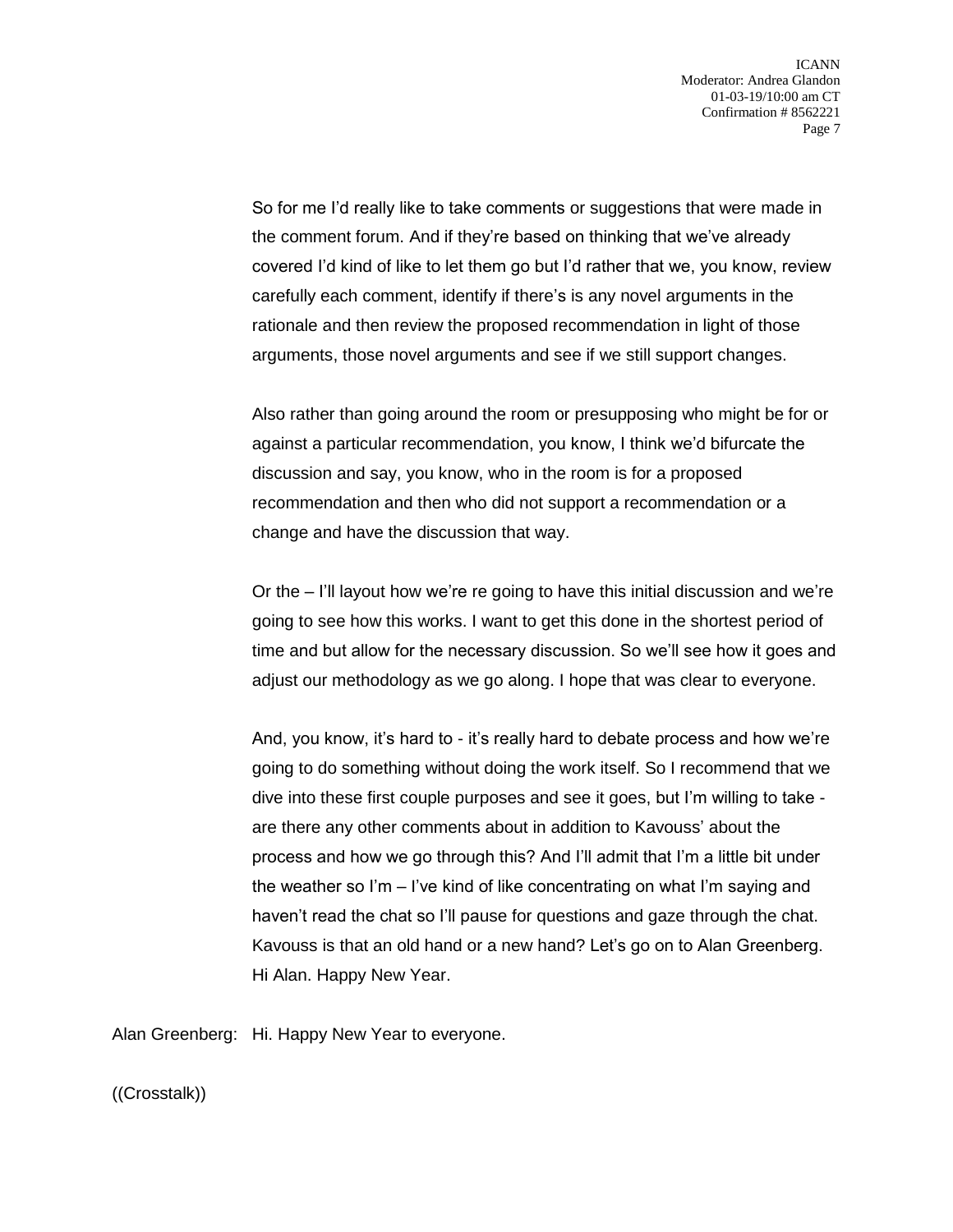So for me I'd really like to take comments or suggestions that were made in the comment forum. And if they're based on thinking that we've already covered I'd kind of like to let them go but I'd rather that we, you know, review carefully each comment, identify if there's is any novel arguments in the rationale and then review the proposed recommendation in light of those arguments, those novel arguments and see if we still support changes.

Also rather than going around the room or presupposing who might be for or against a particular recommendation, you know, I think we'd bifurcate the discussion and say, you know, who in the room is for a proposed recommendation and then who did not support a recommendation or a change and have the discussion that way.

Or the – I'll layout how we're re going to have this initial discussion and we're going to see how this works. I want to get this done in the shortest period of time and but allow for the necessary discussion. So we'll see how it goes and adjust our methodology as we go along. I hope that was clear to everyone.

And, you know, it's hard to - it's really hard to debate process and how we're going to do something without doing the work itself. So I recommend that we dive into these first couple purposes and see it goes, but I'm willing to take - are there any other comments about in addition to Kavouss' about the process and how we go through this? And I'll admit that I'm a little bit under the weather so I'm – I've kind of like concentrating on what I'm saying and haven't read the chat so I'll pause for questions and gaze through the chat. Kavouss is that an old hand or a new hand? Let's go on to Alan Greenberg. Hi Alan. Happy New Year.

Alan Greenberg: Hi. Happy New Year to everyone.

((Crosstalk))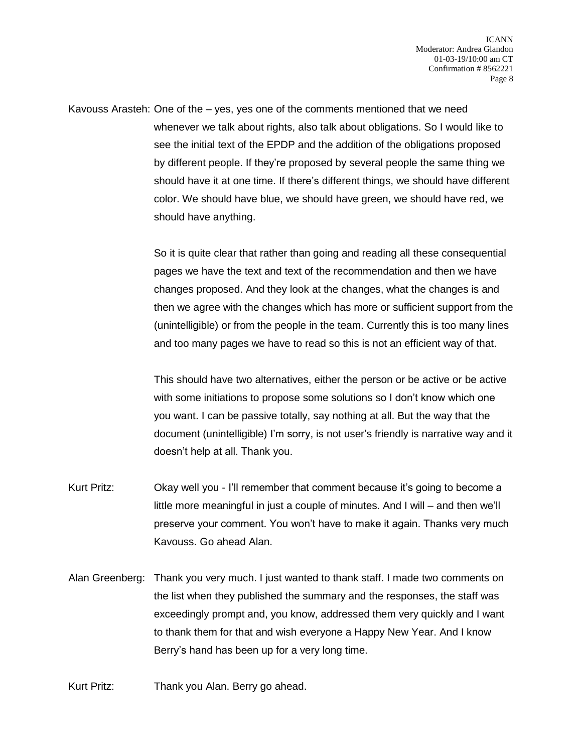Kavouss Arasteh: One of the – yes, yes one of the comments mentioned that we need whenever we talk about rights, also talk about obligations. So I would like to see the initial text of the EPDP and the addition of the obligations proposed by different people. If they're proposed by several people the same thing we should have it at one time. If there's different things, we should have different color. We should have blue, we should have green, we should have red, we should have anything.

So it is quite clear that rather than going and reading all these consequential pages we have the text and text of the recommendation and then we have changes proposed. And they look at the changes, what the changes is and then we agree with the changes which has more or sufficient support from the (unintelligible) or from the people in the team. Currently this is too many lines and too many pages we have to read so this is not an efficient way of that.

This should have two alternatives, either the person or be active or be active with some initiations to propose some solutions so I don't know which one you want. I can be passive totally, say nothing at all. But the way that the document (unintelligible) I'm sorry, is not user's friendly is narrative way and it doesn't help at all. Thank you.

Kurt Pritz: Okay well you - I'll remember that comment because it's going to become a little more meaningful in just a couple of minutes. And I will – and then we'll preserve your comment. You won't have to make it again. Thanks very much Kavouss. Go ahead Alan.

Alan Greenberg: Thank you very much. I just wanted to thank staff. I made two comments on the list when they published the summary and the responses, the staff was exceedingly prompt and, you know, addressed them very quickly and I want to thank them for that and wish everyone a Happy New Year. And I know Berry's hand has been up for a very long time.

Kurt Pritz: Thank you Alan. Berry go ahead.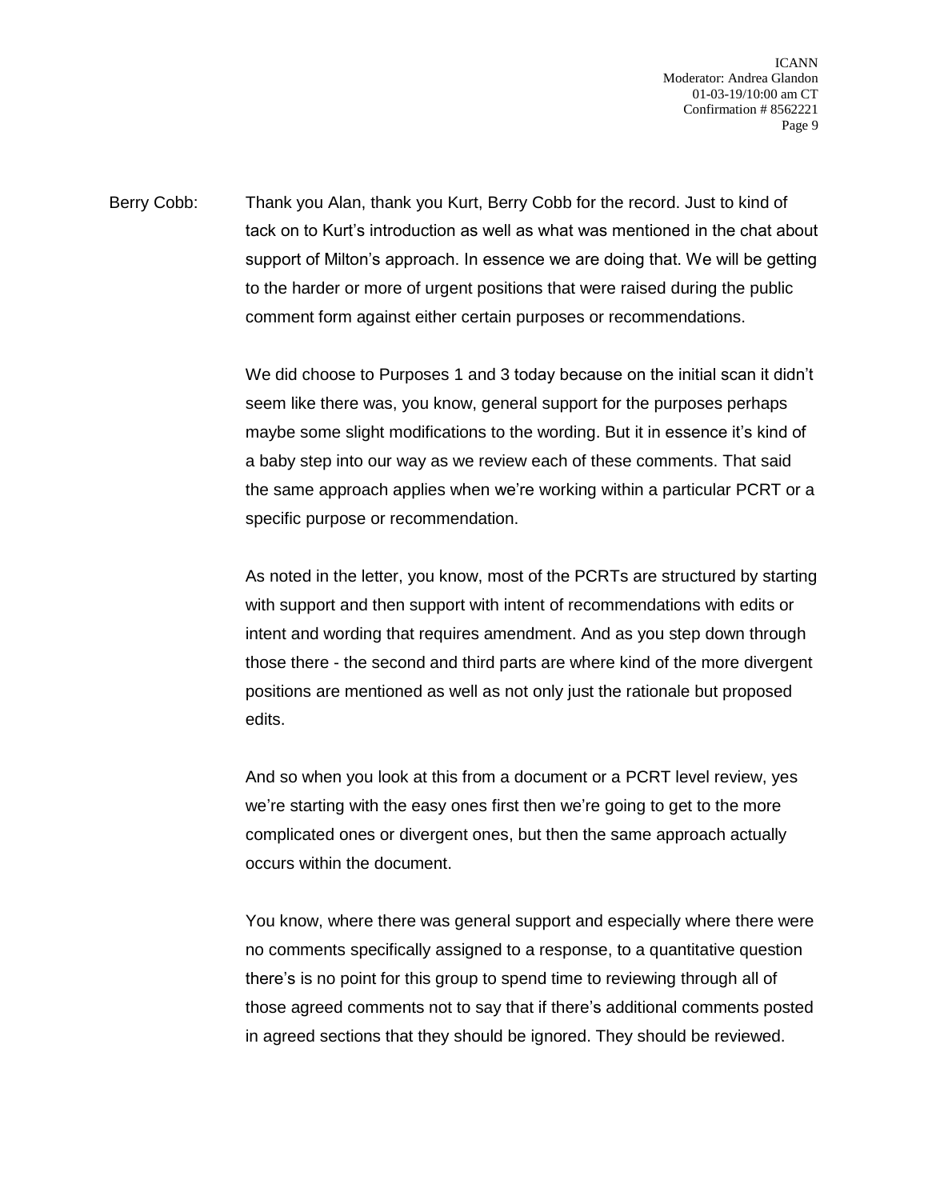Berry Cobb: Thank you Alan, thank you Kurt, Berry Cobb for the record. Just to kind of tack on to Kurt's introduction as well as what was mentioned in the chat about support of Milton's approach. In essence we are doing that. We will be getting to the harder or more of urgent positions that were raised during the public comment form against either certain purposes or recommendations.

We did choose to Purposes 1 and 3 today because on the initial scan it didn't seem like there was, you know, general support for the purposes perhaps maybe some slight modifications to the wording. But it in essence it's kind of a baby step into our way as we review each of these comments. That said the same approach applies when we're working within a particular PCRT or a specific purpose or recommendation.

As noted in the letter, you know, most of the PCRTs are structured by starting with support and then support with intent of recommendations with edits or intent and wording that requires amendment. And as you step down through those there - the second and third parts are where kind of the more divergent positions are mentioned as well as not only just the rationale but proposed edits.

And so when you look at this from a document or a PCRT level review, yes we're starting with the easy ones first then we're going to get to the more complicated ones or divergent ones, but then the same approach actually occurs within the document.

You know, where there was general support and especially where there were no comments specifically assigned to a response, to a quantitative question there's is no point for this group to spend time to reviewing through all of those agreed comments not to say that if there's additional comments posted in agreed sections that they should be ignored. They should be reviewed.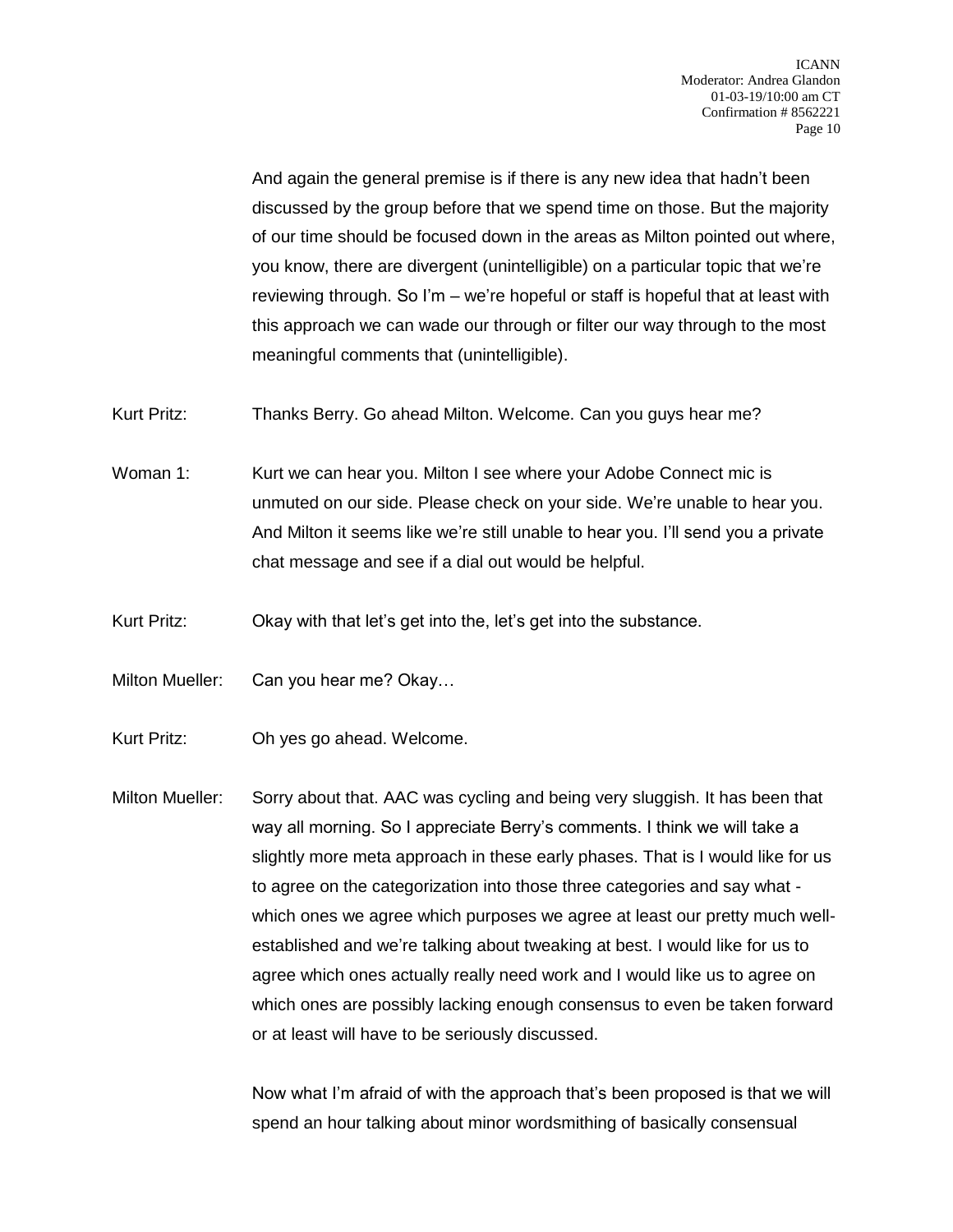And again the general premise is if there is any new idea that hadn't been discussed by the group before that we spend time on those. But the majority of our time should be focused down in the areas as Milton pointed out where, you know, there are divergent (unintelligible) on a particular topic that we're reviewing through. So I'm – we're hopeful or staff is hopeful that at least with this approach we can wade our through or filter our way through to the most meaningful comments that (unintelligible).

Kurt Pritz: Thanks Berry. Go ahead Milton. Welcome. Can you guys hear me?

Woman 1: Kurt we can hear you. Milton I see where your Adobe Connect mic is unmuted on our side. Please check on your side. We're unable to hear you. And Milton it seems like we're still unable to hear you. I'll send you a private chat message and see if a dial out would be helpful.

Kurt Pritz: Okay with that let's get into the, let's get into the substance.

Milton Mueller: Can you hear me? Okay…

Kurt Pritz: Oh yes go ahead. Welcome.

Milton Mueller: Sorry about that. AAC was cycling and being very sluggish. It has been that way all morning. So I appreciate Berry's comments. I think we will take a slightly more meta approach in these early phases. That is I would like for us to agree on the categorization into those three categories and say what - which ones we agree which purposes we agree at least our pretty much well-established and we're talking about tweaking at best. I would like for us to agree which ones actually really need work and I would like us to agree on which ones are possibly lacking enough consensus to even be taken forward or at least will have to be seriously discussed.

Now what I'm afraid of with the approach that's been proposed is that we will spend an hour talking about minor wordsmithing of basically consensual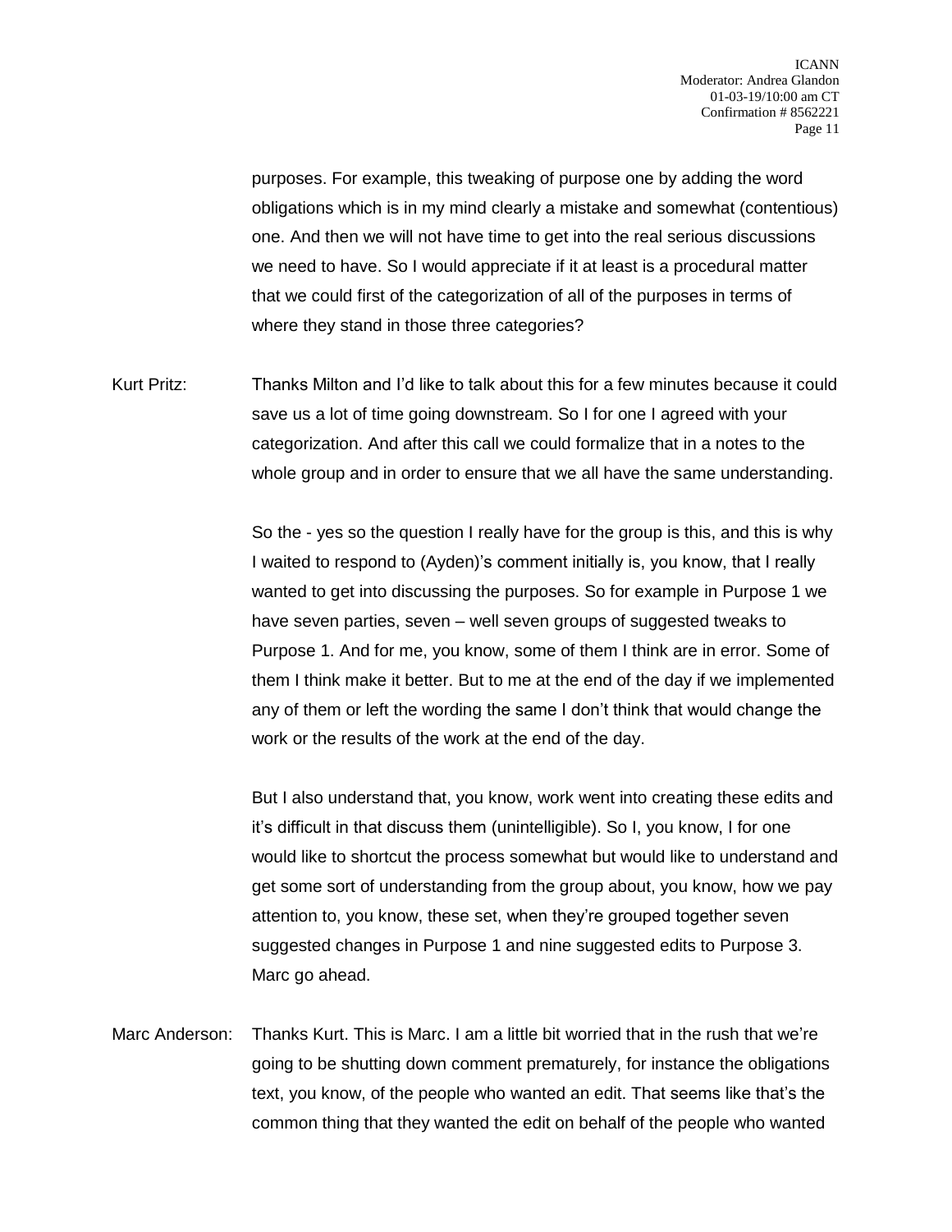purposes. For example, this tweaking of purpose one by adding the word obligations which is in my mind clearly a mistake and somewhat (contentious) one. And then we will not have time to get into the real serious discussions we need to have. So I would appreciate if it at least is a procedural matter that we could first of the categorization of all of the purposes in terms of where they stand in those three categories?

Kurt Pritz: Thanks Milton and I'd like to talk about this for a few minutes because it could save us a lot of time going downstream. So I for one I agreed with your categorization. And after this call we could formalize that in a notes to the whole group and in order to ensure that we all have the same understanding.

So the - yes so the question I really have for the group is this, and this is why I waited to respond to (Ayden)'s comment initially is, you know, that I really wanted to get into discussing the purposes. So for example in Purpose 1 we have seven parties, seven – well seven groups of suggested tweaks to Purpose 1. And for me, you know, some of them I think are in error. Some of them I think make it better. But to me at the end of the day if we implemented any of them or left the wording the same I don't think that would change the work or the results of the work at the end of the day.

But I also understand that, you know, work went into creating these edits and it's difficult in that discuss them (unintelligible). So I, you know, I for one would like to shortcut the process somewhat but would like to understand and get some sort of understanding from the group about, you know, how we pay attention to, you know, these set, when they're grouped together seven suggested changes in Purpose 1 and nine suggested edits to Purpose 3. Marc go ahead.

Marc Anderson: Thanks Kurt. This is Marc. I am a little bit worried that in the rush that we're going to be shutting down comment prematurely, for instance the obligations text, you know, of the people who wanted an edit. That seems like that's the common thing that they wanted the edit on behalf of the people who wanted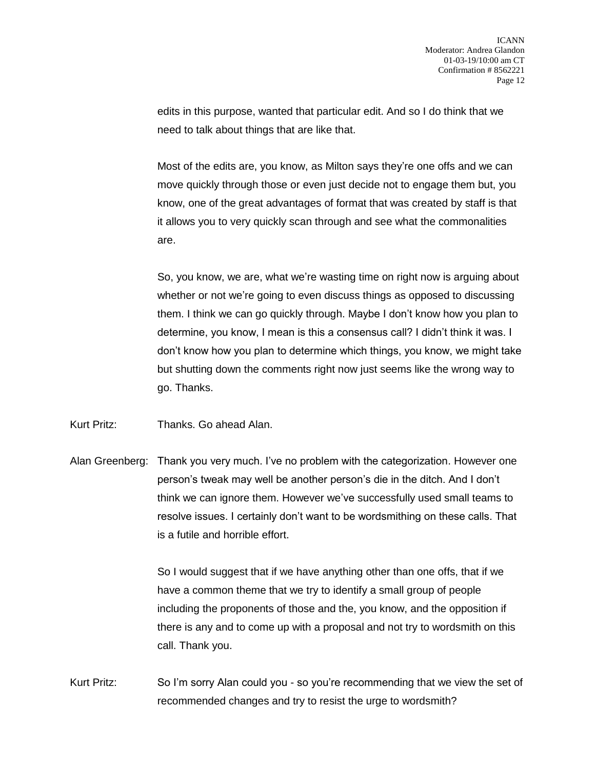edits in this purpose, wanted that particular edit. And so I do think that we need to talk about things that are like that.

Most of the edits are, you know, as Milton says they're one offs and we can move quickly through those or even just decide not to engage them but, you know, one of the great advantages of format that was created by staff is that it allows you to very quickly scan through and see what the commonalities are.

So, you know, we are, what we're wasting time on right now is arguing about whether or not we're going to even discuss things as opposed to discussing them. I think we can go quickly through. Maybe I don't know how you plan to determine, you know, I mean is this a consensus call? I didn't think it was. I don't know how you plan to determine which things, you know, we might take but shutting down the comments right now just seems like the wrong way to go. Thanks.

Kurt Pritz: Thanks. Go ahead Alan.

Alan Greenberg: Thank you very much. I've no problem with the categorization. However one person's tweak may well be another person's die in the ditch. And I don't think we can ignore them. However we've successfully used small teams to resolve issues. I certainly don't want to be wordsmithing on these calls. That is a futile and horrible effort.

So I would suggest that if we have anything other than one offs, that if we have a common theme that we try to identify a small group of people including the proponents of those and the, you know, and the opposition if there is any and to come up with a proposal and not try to wordsmith on this call. Thank you.

Kurt Pritz: So I'm sorry Alan could you - so you're recommending that we view the set of recommended changes and try to resist the urge to wordsmith?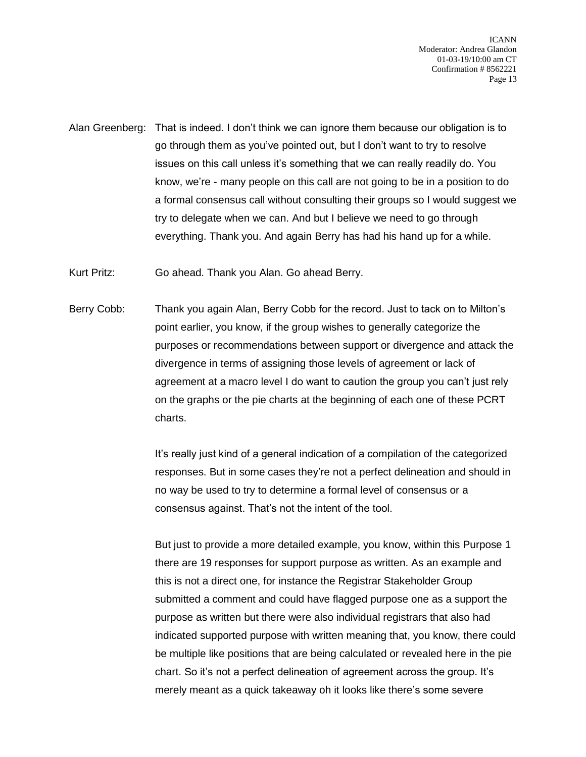Alan Greenberg: That is indeed. I don't think we can ignore them because our obligation is to go through them as you've pointed out, but I don't want to try to resolve issues on this call unless it's something that we can really readily do. You know, we're - many people on this call are not going to be in a position to do a formal consensus call without consulting their groups so I would suggest we try to delegate when we can. And but I believe we need to go through everything. Thank you. And again Berry has had his hand up for a while.

Kurt Pritz: Go ahead. Thank you Alan. Go ahead Berry.

Berry Cobb: Thank you again Alan, Berry Cobb for the record. Just to tack on to Milton's point earlier, you know, if the group wishes to generally categorize the purposes or recommendations between support or divergence and attack the divergence in terms of assigning those levels of agreement or lack of agreement at a macro level I do want to caution the group you can't just rely on the graphs or the pie charts at the beginning of each one of these PCRT charts.

It's really just kind of a general indication of a compilation of the categorized responses. But in some cases they're not a perfect delineation and should in no way be used to try to determine a formal level of consensus or a consensus against. That's not the intent of the tool.

But just to provide a more detailed example, you know, within this Purpose 1 there are 19 responses for support purpose as written. As an example and this is not a direct one, for instance the Registrar Stakeholder Group submitted a comment and could have flagged purpose one as a support the purpose as written but there were also individual registrars that also had indicated supported purpose with written meaning that, you know, there could be multiple like positions that are being calculated or revealed here in the pie chart. So it's not a perfect delineation of agreement across the group. It's merely meant as a quick takeaway oh it looks like there's some severe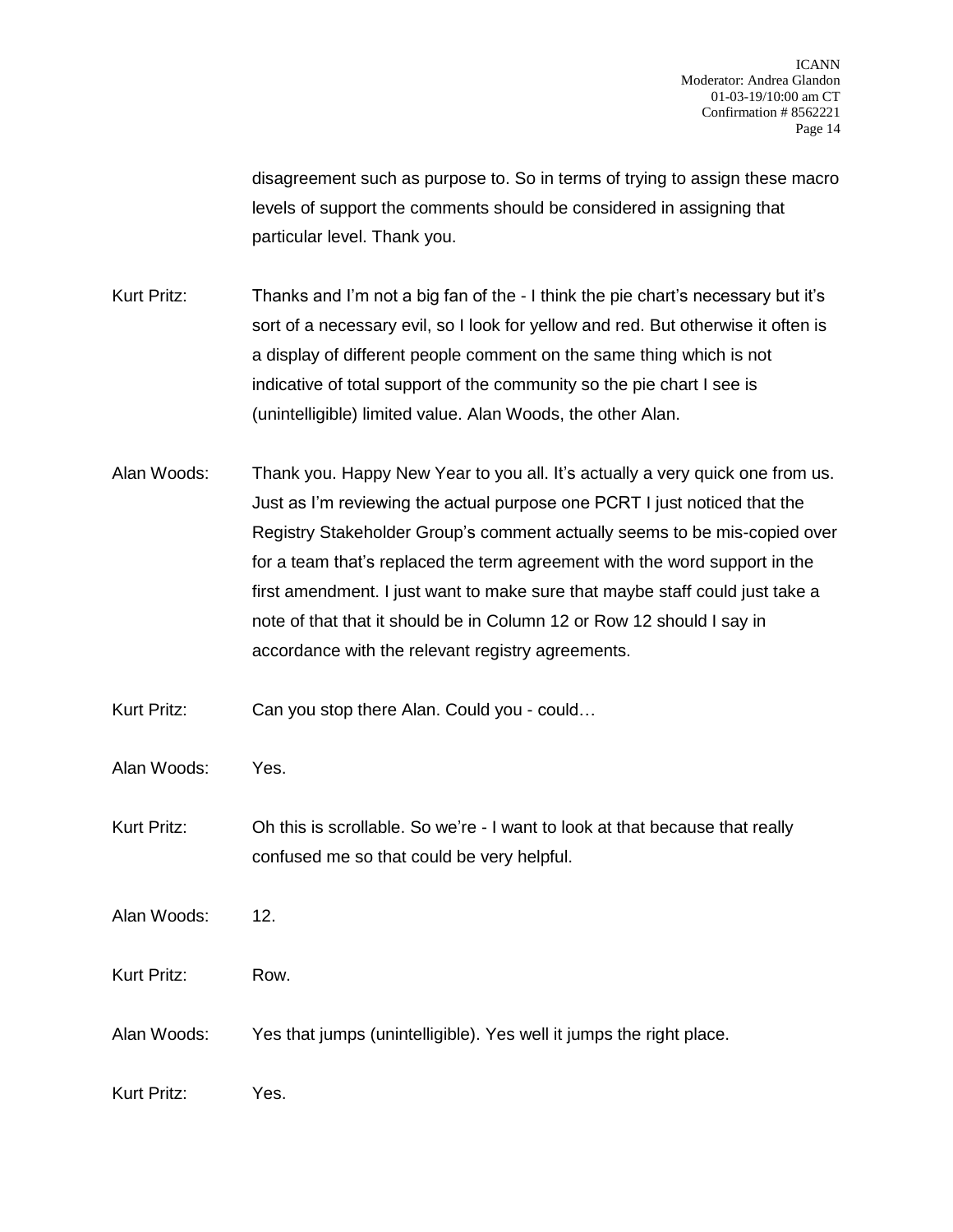disagreement such as purpose to. So in terms of trying to assign these macro levels of support the comments should be considered in assigning that particular level. Thank you.

Kurt Pritz: Thanks and I'm not a big fan of the - I think the pie chart's necessary but it's sort of a necessary evil, so I look for yellow and red. But otherwise it often is a display of different people comment on the same thing which is not indicative of total support of the community so the pie chart I see is (unintelligible) limited value. Alan Woods, the other Alan.

Alan Woods: Thank you. Happy New Year to you all. It's actually a very quick one from us. Just as I'm reviewing the actual purpose one PCRT I just noticed that the Registry Stakeholder Group's comment actually seems to be mis-copied over for a team that's replaced the term agreement with the word support in the first amendment. I just want to make sure that maybe staff could just take a note of that that it should be in Column 12 or Row 12 should I say in accordance with the relevant registry agreements.

Kurt Pritz: Can you stop there Alan. Could you - could…

Alan Woods: Yes.

Kurt Pritz: Oh this is scrollable. So we're - I want to look at that because that really confused me so that could be very helpful.

Alan Woods: 12.

Kurt Pritz: Row.

Alan Woods: Yes that jumps (unintelligible). Yes well it jumps the right place.

Kurt Pritz: Yes.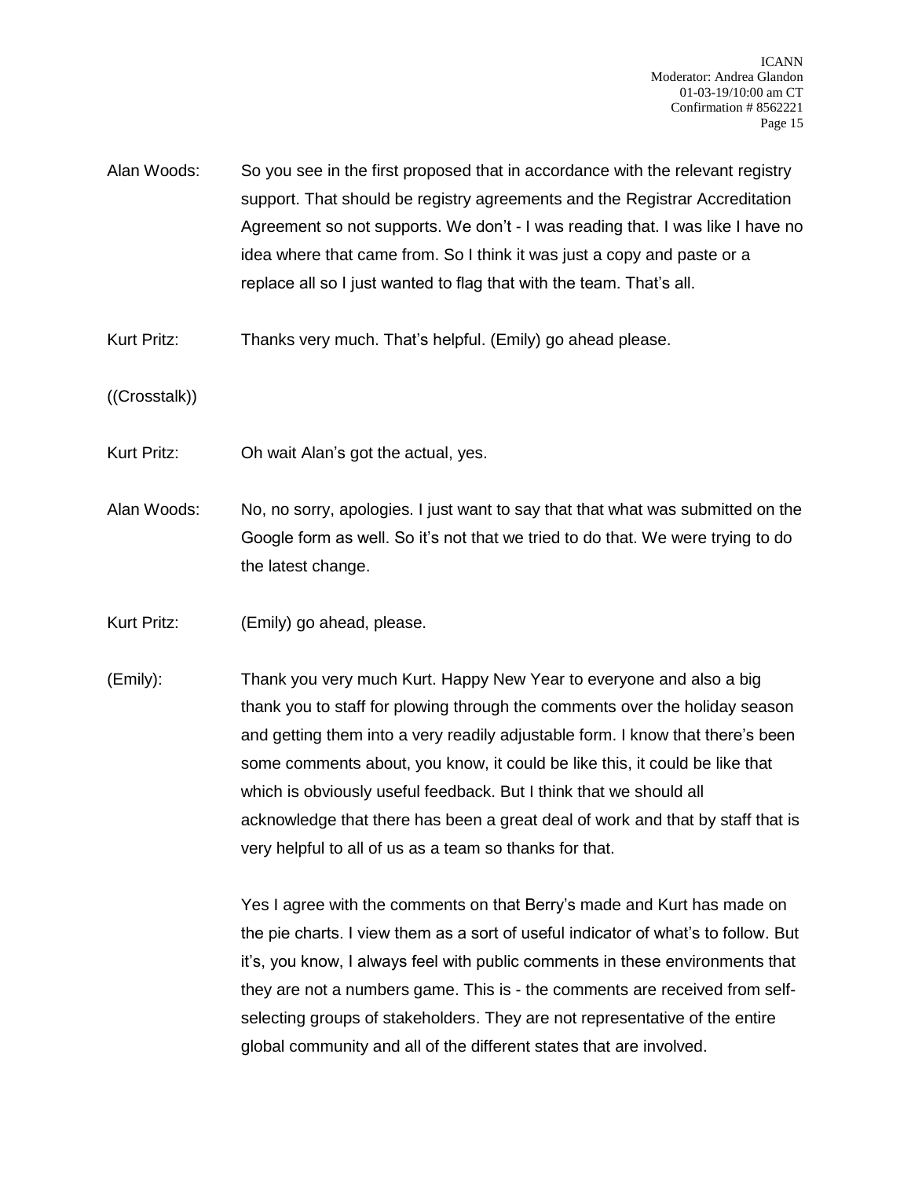Alan Woods: So you see in the first proposed that in accordance with the relevant registry support. That should be registry agreements and the Registrar Accreditation Agreement so not supports. We don't - I was reading that. I was like I have no idea where that came from. So I think it was just a copy and paste or a replace all so I just wanted to flag that with the team. That's all.

Kurt Pritz: Thanks very much. That's helpful. (Emily) go ahead please.

((Crosstalk))

Kurt Pritz: Oh wait Alan's got the actual, yes.

Alan Woods: No, no sorry, apologies. I just want to say that that what was submitted on the Google form as well. So it's not that we tried to do that. We were trying to do the latest change.

Kurt Pritz: (Emily) go ahead, please.

(Emily): Thank you very much Kurt. Happy New Year to everyone and also a big thank you to staff for plowing through the comments over the holiday season and getting them into a very readily adjustable form. I know that there's been some comments about, you know, it could be like this, it could be like that which is obviously useful feedback. But I think that we should all acknowledge that there has been a great deal of work and that by staff that is very helpful to all of us as a team so thanks for that.

Yes I agree with the comments on that Berry's made and Kurt has made on the pie charts. I view them as a sort of useful indicator of what's to follow. But it's, you know, I always feel with public comments in these environments that they are not a numbers game. This is - the comments are received from self-selecting groups of stakeholders. They are not representative of the entire global community and all of the different states that are involved.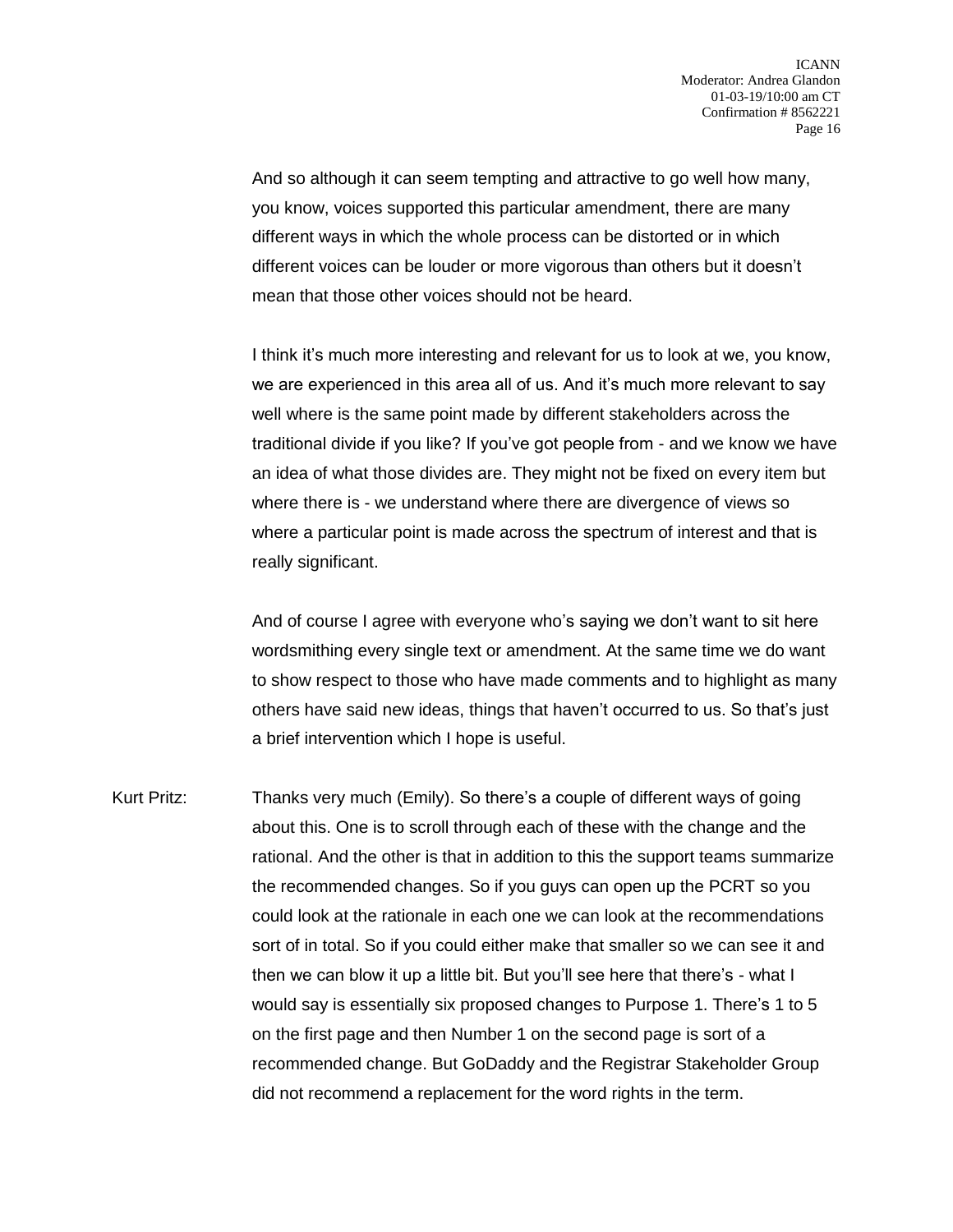And so although it can seem tempting and attractive to go well how many, you know, voices supported this particular amendment, there are many different ways in which the whole process can be distorted or in which different voices can be louder or more vigorous than others but it doesn't mean that those other voices should not be heard.

I think it's much more interesting and relevant for us to look at we, you know, we are experienced in this area all of us. And it's much more relevant to say well where is the same point made by different stakeholders across the traditional divide if you like? If you've got people from - and we know we have an idea of what those divides are. They might not be fixed on every item but where there is - we understand where there are divergence of views so where a particular point is made across the spectrum of interest and that is really significant.

And of course I agree with everyone who's saying we don't want to sit here wordsmithing every single text or amendment. At the same time we do want to show respect to those who have made comments and to highlight as many others have said new ideas, things that haven't occurred to us. So that's just a brief intervention which I hope is useful.

Kurt Pritz: Thanks very much (Emily). So there's a couple of different ways of going about this. One is to scroll through each of these with the change and the rational. And the other is that in addition to this the support teams summarize the recommended changes. So if you guys can open up the PCRT so you could look at the rationale in each one we can look at the recommendations sort of in total. So if you could either make that smaller so we can see it and then we can blow it up a little bit. But you'll see here that there's - what I would say is essentially six proposed changes to Purpose 1. There's 1 to 5 on the first page and then Number 1 on the second page is sort of a recommended change. But GoDaddy and the Registrar Stakeholder Group did not recommend a replacement for the word rights in the term.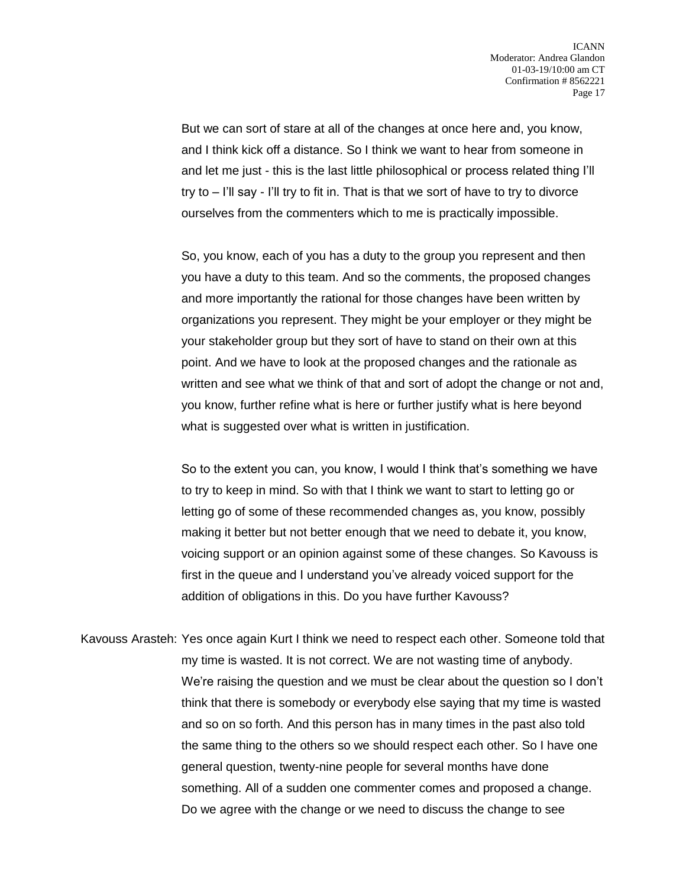But we can sort of stare at all of the changes at once here and, you know, and I think kick off a distance. So I think we want to hear from someone in and let me just - this is the last little philosophical or process related thing I'll try to – I'll say - I'll try to fit in. That is that we sort of have to try to divorce ourselves from the commenters which to me is practically impossible.

So, you know, each of you has a duty to the group you represent and then you have a duty to this team. And so the comments, the proposed changes and more importantly the rational for those changes have been written by organizations you represent. They might be your employer or they might be your stakeholder group but they sort of have to stand on their own at this point. And we have to look at the proposed changes and the rationale as written and see what we think of that and sort of adopt the change or not and, you know, further refine what is here or further justify what is here beyond what is suggested over what is written in justification.

So to the extent you can, you know, I would I think that's something we have to try to keep in mind. So with that I think we want to start to letting go or letting go of some of these recommended changes as, you know, possibly making it better but not better enough that we need to debate it, you know, voicing support or an opinion against some of these changes. So Kavouss is first in the queue and I understand you've already voiced support for the addition of obligations in this. Do you have further Kavouss?

Kavouss Arasteh: Yes once again Kurt I think we need to respect each other. Someone told that my time is wasted. It is not correct. We are not wasting time of anybody. We're raising the question and we must be clear about the question so I don't think that there is somebody or everybody else saying that my time is wasted and so on so forth. And this person has in many times in the past also told the same thing to the others so we should respect each other. So I have one general question, twenty-nine people for several months have done something. All of a sudden one commenter comes and proposed a change. Do we agree with the change or we need to discuss the change to see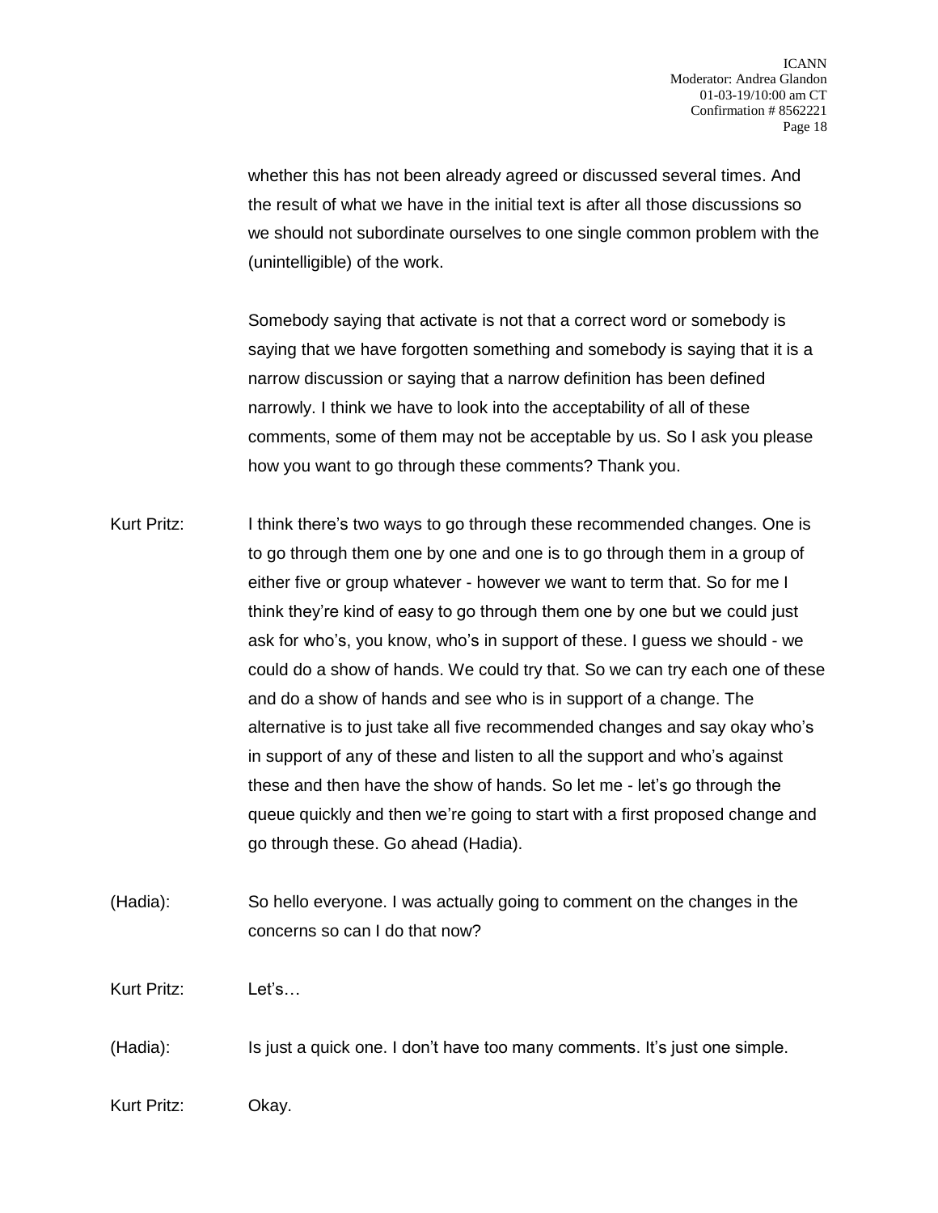whether this has not been already agreed or discussed several times. And the result of what we have in the initial text is after all those discussions so we should not subordinate ourselves to one single common problem with the (unintelligible) of the work.

Somebody saying that activate is not that a correct word or somebody is saying that we have forgotten something and somebody is saying that it is a narrow discussion or saying that a narrow definition has been defined narrowly. I think we have to look into the acceptability of all of these comments, some of them may not be acceptable by us. So I ask you please how you want to go through these comments? Thank you.

Kurt Pritz: I think there's two ways to go through these recommended changes. One is to go through them one by one and one is to go through them in a group of either five or group whatever - however we want to term that. So for me I think they're kind of easy to go through them one by one but we could just ask for who's, you know, who's in support of these. I guess we should - we could do a show of hands. We could try that. So we can try each one of these and do a show of hands and see who is in support of a change. The alternative is to just take all five recommended changes and say okay who's in support of any of these and listen to all the support and who's against these and then have the show of hands. So let me - let's go through the queue quickly and then we're going to start with a first proposed change and go through these. Go ahead (Hadia).

(Hadia): So hello everyone. I was actually going to comment on the changes in the concerns so can I do that now?

Kurt Pritz: Let's…

(Hadia): Is just a quick one. I don't have too many comments. It's just one simple.

Kurt Pritz: Okay.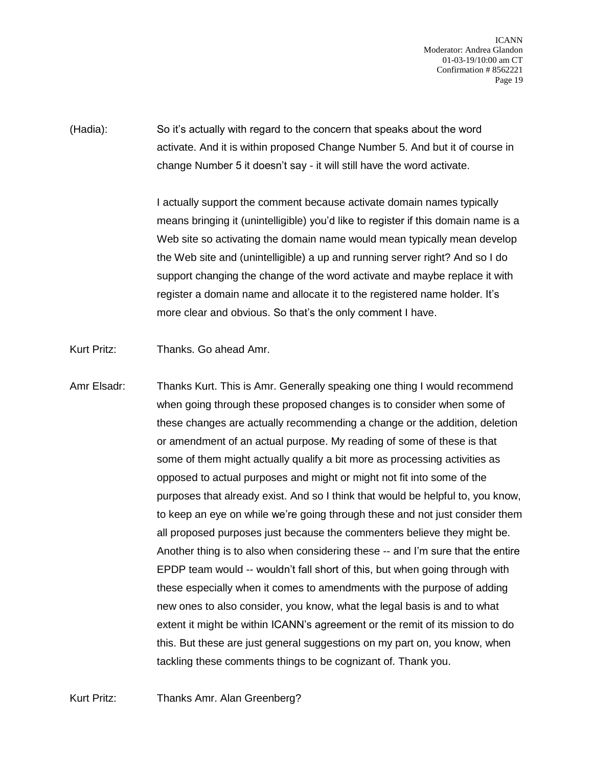(Hadia): So it's actually with regard to the concern that speaks about the word activate. And it is within proposed Change Number 5. And but it of course in change Number 5 it doesn't say - it will still have the word activate.

I actually support the comment because activate domain names typically means bringing it (unintelligible) you'd like to register if this domain name is a Web site so activating the domain name would mean typically mean develop the Web site and (unintelligible) a up and running server right? And so I do support changing the change of the word activate and maybe replace it with register a domain name and allocate it to the registered name holder. It's more clear and obvious. So that's the only comment I have.

Kurt Pritz: Thanks. Go ahead Amr.

Amr Elsadr: Thanks Kurt. This is Amr. Generally speaking one thing I would recommend when going through these proposed changes is to consider when some of these changes are actually recommending a change or the addition, deletion or amendment of an actual purpose. My reading of some of these is that some of them might actually qualify a bit more as processing activities as opposed to actual purposes and might or might not fit into some of the purposes that already exist. And so I think that would be helpful to, you know, to keep an eye on while we're going through these and not just consider them all proposed purposes just because the commenters believe they might be. Another thing is to also when considering these -- and I'm sure that the entire EPDP team would -- wouldn't fall short of this, but when going through with these especially when it comes to amendments with the purpose of adding new ones to also consider, you know, what the legal basis is and to what extent it might be within ICANN's agreement or the remit of its mission to do this. But these are just general suggestions on my part on, you know, when tackling these comments things to be cognizant of. Thank you.

Kurt Pritz: Thanks Amr. Alan Greenberg?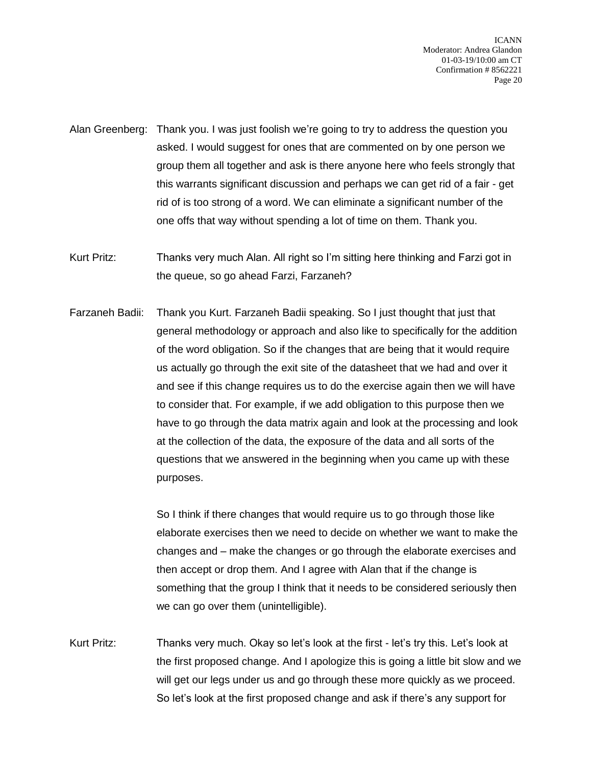Alan Greenberg: Thank you. I was just foolish we're going to try to address the question you asked. I would suggest for ones that are commented on by one person we group them all together and ask is there anyone here who feels strongly that this warrants significant discussion and perhaps we can get rid of a fair - get rid of is too strong of a word. We can eliminate a significant number of the one offs that way without spending a lot of time on them. Thank you.

Kurt Pritz: Thanks very much Alan. All right so I'm sitting here thinking and Farzi got in the queue, so go ahead Farzi, Farzaneh?

Farzaneh Badii: Thank you Kurt. Farzaneh Badii speaking. So I just thought that just that general methodology or approach and also like to specifically for the addition of the word obligation. So if the changes that are being that it would require us actually go through the exit site of the datasheet that we had and over it and see if this change requires us to do the exercise again then we will have to consider that. For example, if we add obligation to this purpose then we have to go through the data matrix again and look at the processing and look at the collection of the data, the exposure of the data and all sorts of the questions that we answered in the beginning when you came up with these purposes.

So I think if there changes that would require us to go through those like elaborate exercises then we need to decide on whether we want to make the changes and – make the changes or go through the elaborate exercises and then accept or drop them. And I agree with Alan that if the change is something that the group I think that it needs to be considered seriously then we can go over them (unintelligible).

Kurt Pritz: Thanks very much. Okay so let's look at the first - let's try this. Let's look at the first proposed change. And I apologize this is going a little bit slow and we will get our legs under us and go through these more quickly as we proceed. So let's look at the first proposed change and ask if there's any support for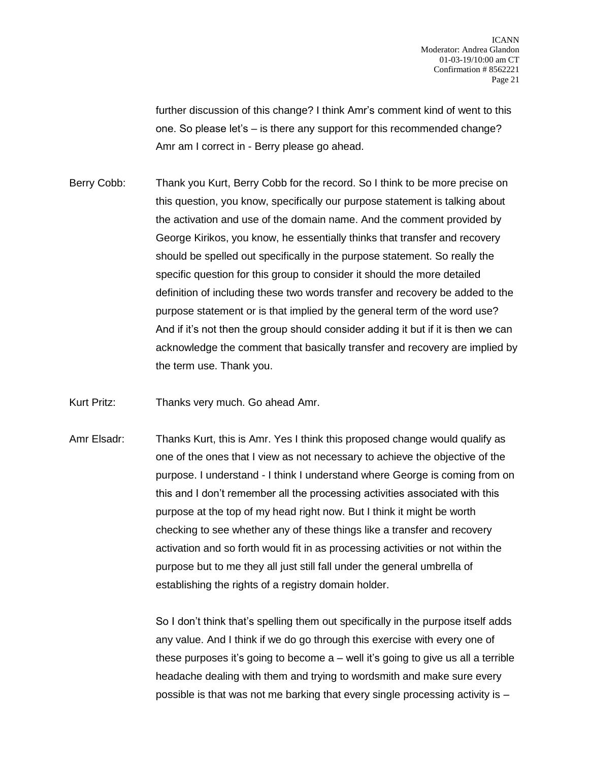further discussion of this change? I think Amr's comment kind of went to this one. So please let's – is there any support for this recommended change? Amr am I correct in - Berry please go ahead.

Berry Cobb: Thank you Kurt, Berry Cobb for the record. So I think to be more precise on this question, you know, specifically our purpose statement is talking about the activation and use of the domain name. And the comment provided by George Kirikos, you know, he essentially thinks that transfer and recovery should be spelled out specifically in the purpose statement. So really the specific question for this group to consider it should the more detailed definition of including these two words transfer and recovery be added to the purpose statement or is that implied by the general term of the word use? And if it's not then the group should consider adding it but if it is then we can acknowledge the comment that basically transfer and recovery are implied by the term use. Thank you.

Kurt Pritz: Thanks very much. Go ahead Amr.

Amr Elsadr: Thanks Kurt, this is Amr. Yes I think this proposed change would qualify as one of the ones that I view as not necessary to achieve the objective of the purpose. I understand - I think I understand where George is coming from on this and I don't remember all the processing activities associated with this purpose at the top of my head right now. But I think it might be worth checking to see whether any of these things like a transfer and recovery activation and so forth would fit in as processing activities or not within the purpose but to me they all just still fall under the general umbrella of establishing the rights of a registry domain holder.

So I don't think that's spelling them out specifically in the purpose itself adds any value. And I think if we do go through this exercise with every one of these purposes it's going to become a – well it's going to give us all a terrible headache dealing with them and trying to wordsmith and make sure every possible is that was not me barking that every single processing activity is –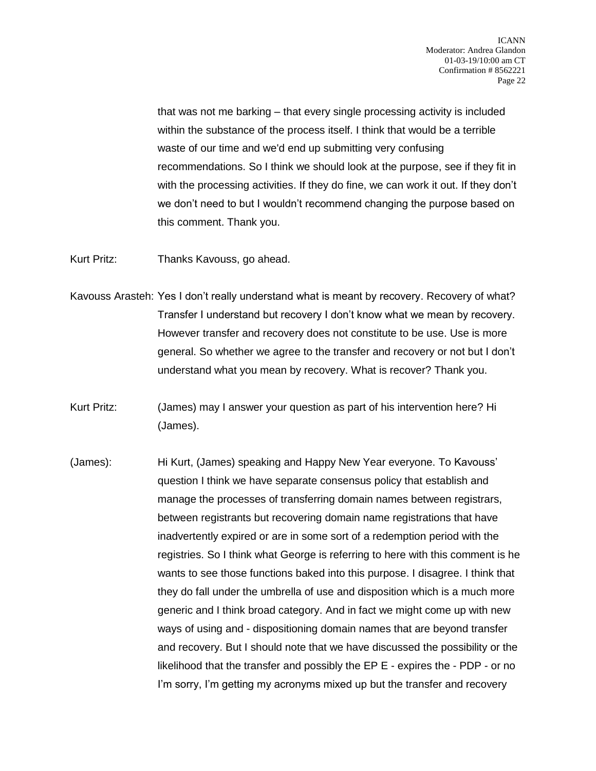that was not me barking – that every single processing activity is included within the substance of the process itself. I think that would be a terrible waste of our time and we'd end up submitting very confusing recommendations. So I think we should look at the purpose, see if they fit in with the processing activities. If they do fine, we can work it out. If they don't we don't need to but I wouldn't recommend changing the purpose based on this comment. Thank you.

Kurt Pritz: Thanks Kavouss, go ahead.

Kavouss Arasteh: Yes I don't really understand what is meant by recovery. Recovery of what? Transfer I understand but recovery I don't know what we mean by recovery. However transfer and recovery does not constitute to be use. Use is more general. So whether we agree to the transfer and recovery or not but I don't understand what you mean by recovery. What is recover? Thank you.

Kurt Pritz: (James) may I answer your question as part of his intervention here? Hi (James).

(James): Hi Kurt, (James) speaking and Happy New Year everyone. To Kavouss' question I think we have separate consensus policy that establish and manage the processes of transferring domain names between registrars, between registrants but recovering domain name registrations that have inadvertently expired or are in some sort of a redemption period with the registries. So I think what George is referring to here with this comment is he wants to see those functions baked into this purpose. I disagree. I think that they do fall under the umbrella of use and disposition which is a much more generic and I think broad category. And in fact we might come up with new ways of using and - dispositioning domain names that are beyond transfer and recovery. But I should note that we have discussed the possibility or the likelihood that the transfer and possibly the EP E - expires the - PDP - or no I'm sorry, I'm getting my acronyms mixed up but the transfer and recovery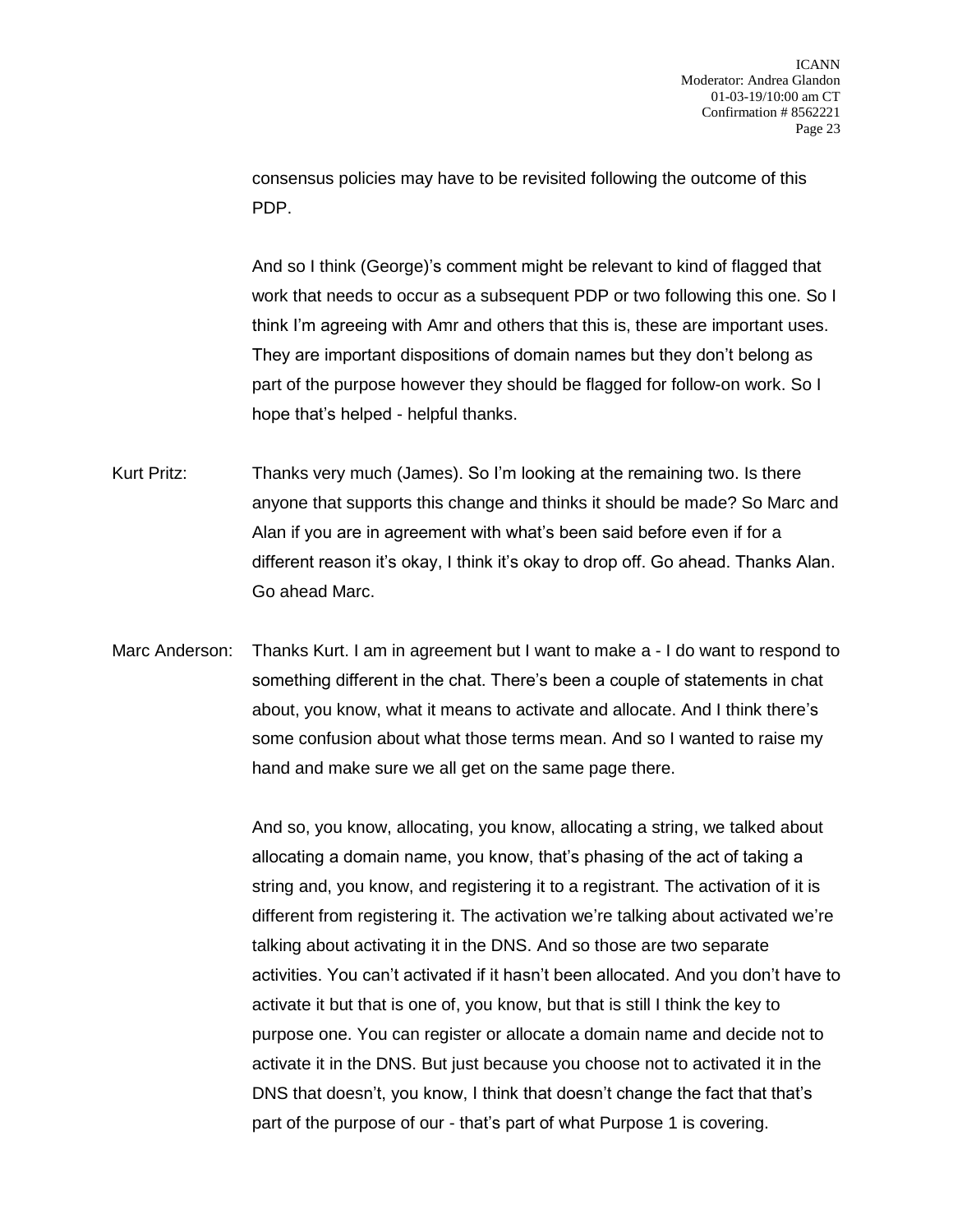consensus policies may have to be revisited following the outcome of this PDP.

And so I think (George)'s comment might be relevant to kind of flagged that work that needs to occur as a subsequent PDP or two following this one. So I think I'm agreeing with Amr and others that this is, these are important uses. They are important dispositions of domain names but they don't belong as part of the purpose however they should be flagged for follow-on work. So I hope that's helped - helpful thanks.

Kurt Pritz: Thanks very much (James). So I'm looking at the remaining two. Is there anyone that supports this change and thinks it should be made? So Marc and Alan if you are in agreement with what's been said before even if for a different reason it's okay, I think it's okay to drop off. Go ahead. Thanks Alan. Go ahead Marc.

Marc Anderson: Thanks Kurt. I am in agreement but I want to make a - I do want to respond to something different in the chat. There's been a couple of statements in chat about, you know, what it means to activate and allocate. And I think there's some confusion about what those terms mean. And so I wanted to raise my hand and make sure we all get on the same page there.

And so, you know, allocating, you know, allocating a string, we talked about allocating a domain name, you know, that's phasing of the act of taking a string and, you know, and registering it to a registrant. The activation of it is different from registering it. The activation we're talking about activated we're talking about activating it in the DNS. And so those are two separate activities. You can't activated if it hasn't been allocated. And you don't have to activate it but that is one of, you know, but that is still I think the key to purpose one. You can register or allocate a domain name and decide not to activate it in the DNS. But just because you choose not to activated it in the DNS that doesn't, you know, I think that doesn't change the fact that that's part of the purpose of our - that's part of what Purpose 1 is covering.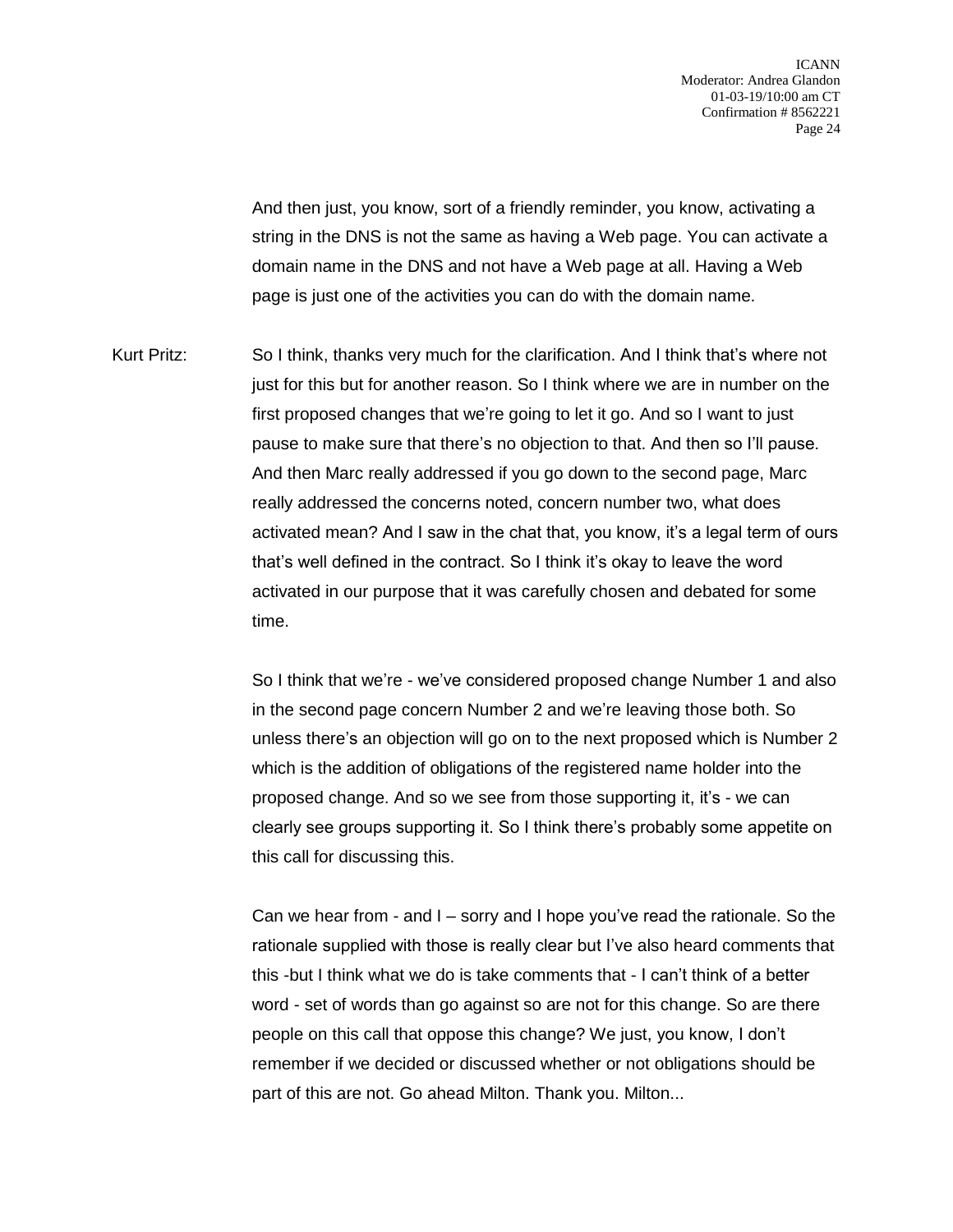And then just, you know, sort of a friendly reminder, you know, activating a string in the DNS is not the same as having a Web page. You can activate a domain name in the DNS and not have a Web page at all. Having a Web page is just one of the activities you can do with the domain name.

Kurt Pritz: So I think, thanks very much for the clarification. And I think that's where not just for this but for another reason. So I think where we are in number on the first proposed changes that we're going to let it go. And so I want to just pause to make sure that there's no objection to that. And then so I'll pause. And then Marc really addressed if you go down to the second page, Marc really addressed the concerns noted, concern number two, what does activated mean? And I saw in the chat that, you know, it's a legal term of ours that's well defined in the contract. So I think it's okay to leave the word activated in our purpose that it was carefully chosen and debated for some time.

So I think that we're - we've considered proposed change Number 1 and also in the second page concern Number 2 and we're leaving those both. So unless there's an objection will go on to the next proposed which is Number 2 which is the addition of obligations of the registered name holder into the proposed change. And so we see from those supporting it, it's - we can clearly see groups supporting it. So I think there's probably some appetite on this call for discussing this.

Can we hear from - and I – sorry and I hope you've read the rationale. So the rationale supplied with those is really clear but I've also heard comments that this -but I think what we do is take comments that - I can't think of a better word - set of words than go against so are not for this change. So are there people on this call that oppose this change? We just, you know, I don't remember if we decided or discussed whether or not obligations should be part of this are not. Go ahead Milton. Thank you. Milton...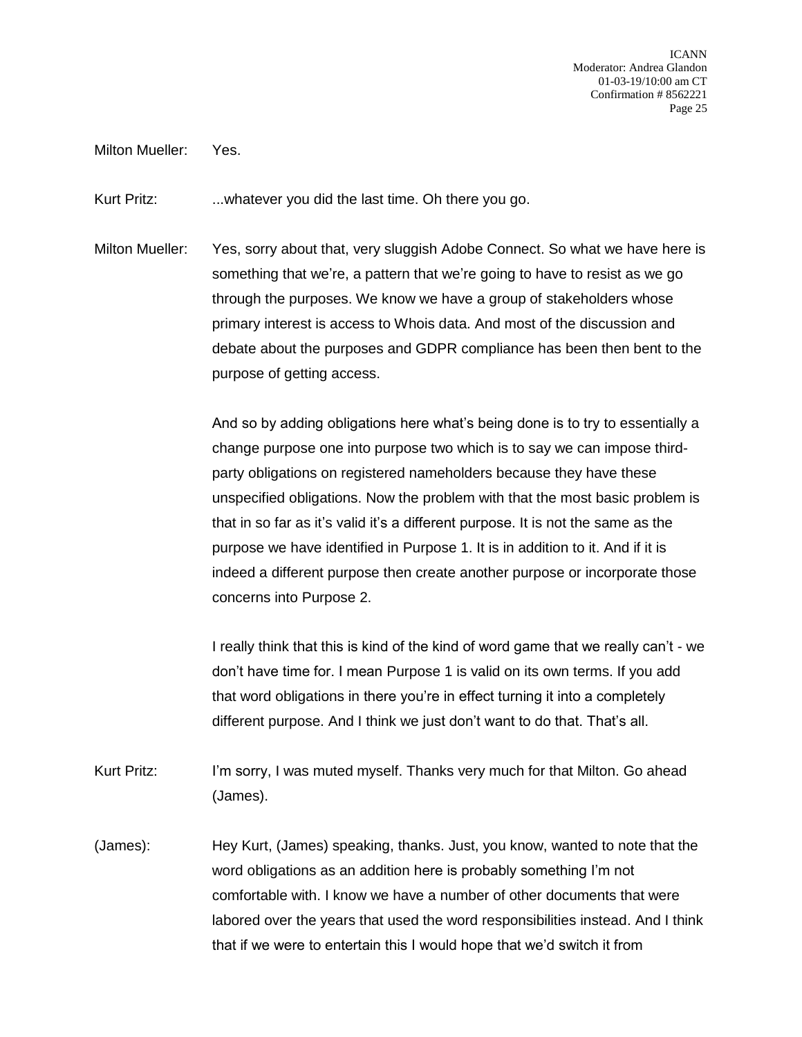Milton Mueller: Yes.

Kurt Pritz: ...whatever you did the last time. Oh there you go.

Milton Mueller: Yes, sorry about that, very sluggish Adobe Connect. So what we have here is something that we're, a pattern that we're going to have to resist as we go through the purposes. We know we have a group of stakeholders whose primary interest is access to Whois data. And most of the discussion and debate about the purposes and GDPR compliance has been then bent to the purpose of getting access.

And so by adding obligations here what's being done is to try to essentially a change purpose one into purpose two which is to say we can impose third-party obligations on registered nameholders because they have these unspecified obligations. Now the problem with that the most basic problem is that in so far as it's valid it's a different purpose. It is not the same as the purpose we have identified in Purpose 1. It is in addition to it. And if it is indeed a different purpose then create another purpose or incorporate those concerns into Purpose 2.

I really think that this is kind of the kind of word game that we really can't - we don't have time for. I mean Purpose 1 is valid on its own terms. If you add that word obligations in there you're in effect turning it into a completely different purpose. And I think we just don't want to do that. That's all.

Kurt Pritz: I'm sorry, I was muted myself. Thanks very much for that Milton. Go ahead (James).

(James): Hey Kurt, (James) speaking, thanks. Just, you know, wanted to note that the word obligations as an addition here is probably something I'm not comfortable with. I know we have a number of other documents that were labored over the years that used the word responsibilities instead. And I think that if we were to entertain this I would hope that we'd switch it from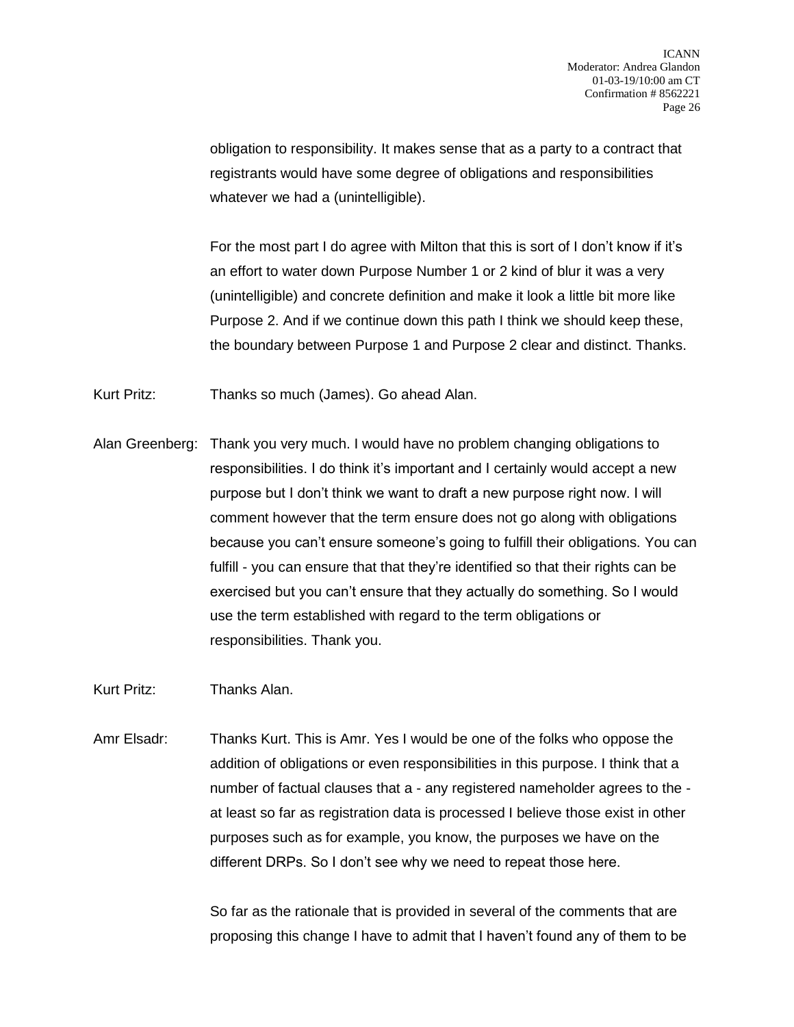obligation to responsibility. It makes sense that as a party to a contract that registrants would have some degree of obligations and responsibilities whatever we had a (unintelligible).

For the most part I do agree with Milton that this is sort of I don't know if it's an effort to water down Purpose Number 1 or 2 kind of blur it was a very (unintelligible) and concrete definition and make it look a little bit more like Purpose 2. And if we continue down this path I think we should keep these, the boundary between Purpose 1 and Purpose 2 clear and distinct. Thanks.

Kurt Pritz: Thanks so much (James). Go ahead Alan.

Alan Greenberg: Thank you very much. I would have no problem changing obligations to responsibilities. I do think it's important and I certainly would accept a new purpose but I don't think we want to draft a new purpose right now. I will comment however that the term ensure does not go along with obligations because you can't ensure someone's going to fulfill their obligations. You can fulfill - you can ensure that that they're identified so that their rights can be exercised but you can't ensure that they actually do something. So I would use the term established with regard to the term obligations or responsibilities. Thank you.

Kurt Pritz: Thanks Alan.

Amr Elsadr: Thanks Kurt. This is Amr. Yes I would be one of the folks who oppose the addition of obligations or even responsibilities in this purpose. I think that a number of factual clauses that a - any registered nameholder agrees to the - at least so far as registration data is processed I believe those exist in other purposes such as for example, you know, the purposes we have on the different DRPs. So I don't see why we need to repeat those here.

So far as the rationale that is provided in several of the comments that are proposing this change I have to admit that I haven't found any of them to be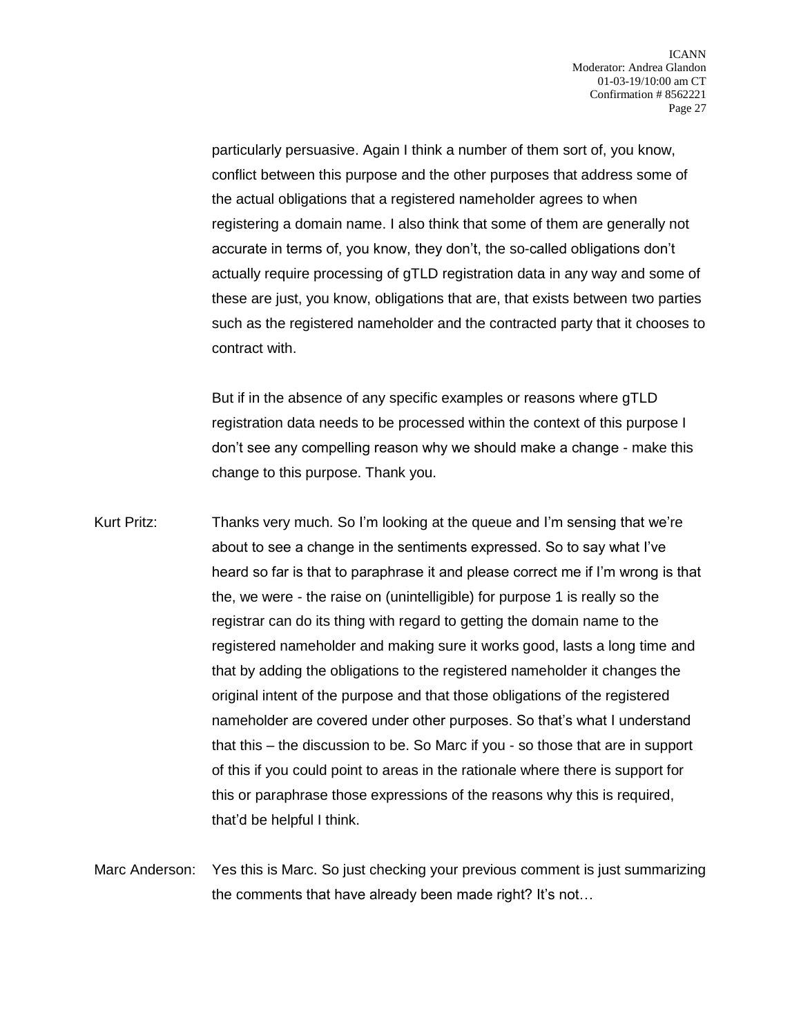particularly persuasive. Again I think a number of them sort of, you know, conflict between this purpose and the other purposes that address some of the actual obligations that a registered nameholder agrees to when registering a domain name. I also think that some of them are generally not accurate in terms of, you know, they don't, the so-called obligations don't actually require processing of gTLD registration data in any way and some of these are just, you know, obligations that are, that exists between two parties such as the registered nameholder and the contracted party that it chooses to contract with.

But if in the absence of any specific examples or reasons where gTLD registration data needs to be processed within the context of this purpose I don't see any compelling reason why we should make a change - make this change to this purpose. Thank you.

Kurt Pritz: Thanks very much. So I'm looking at the queue and I'm sensing that we're about to see a change in the sentiments expressed. So to say what I've heard so far is that to paraphrase it and please correct me if I'm wrong is that the, we were - the raise on (unintelligible) for purpose 1 is really so the registrar can do its thing with regard to getting the domain name to the registered nameholder and making sure it works good, lasts a long time and that by adding the obligations to the registered nameholder it changes the original intent of the purpose and that those obligations of the registered nameholder are covered under other purposes. So that's what I understand that this – the discussion to be. So Marc if you - so those that are in support of this if you could point to areas in the rationale where there is support for this or paraphrase those expressions of the reasons why this is required, that'd be helpful I think.

Marc Anderson: Yes this is Marc. So just checking your previous comment is just summarizing the comments that have already been made right? It's not…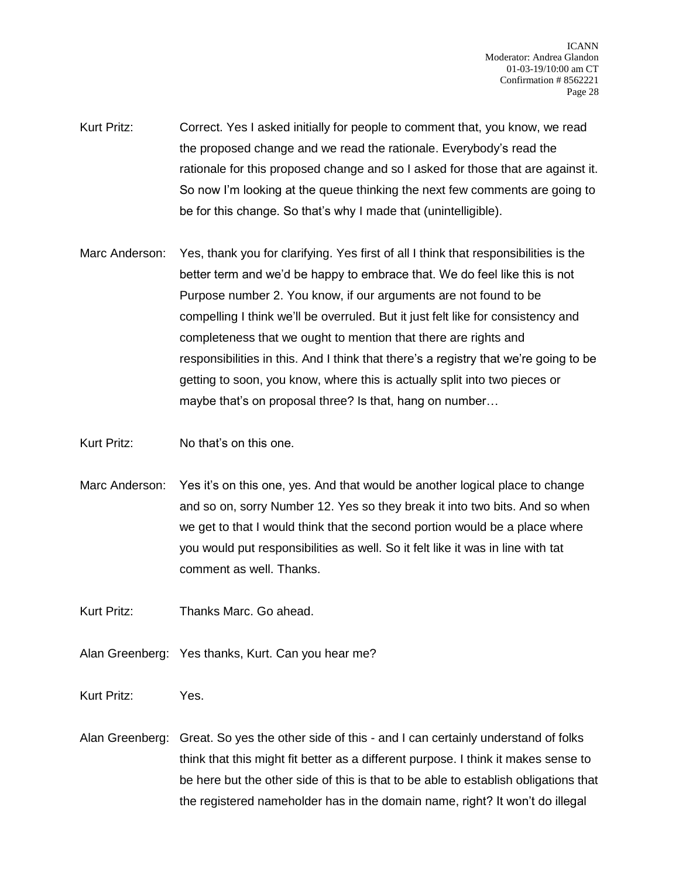Kurt Pritz: Correct. Yes I asked initially for people to comment that, you know, we read the proposed change and we read the rationale. Everybody's read the rationale for this proposed change and so I asked for those that are against it. So now I'm looking at the queue thinking the next few comments are going to be for this change. So that's why I made that (unintelligible).

Marc Anderson: Yes, thank you for clarifying. Yes first of all I think that responsibilities is the better term and we'd be happy to embrace that. We do feel like this is not Purpose number 2. You know, if our arguments are not found to be compelling I think we'll be overruled. But it just felt like for consistency and completeness that we ought to mention that there are rights and responsibilities in this. And I think that there's a registry that we're going to be getting to soon, you know, where this is actually split into two pieces or maybe that's on proposal three? Is that, hang on number…

Kurt Pritz: No that's on this one.

Marc Anderson: Yes it's on this one, yes. And that would be another logical place to change and so on, sorry Number 12. Yes so they break it into two bits. And so when we get to that I would think that the second portion would be a place where you would put responsibilities as well. So it felt like it was in line with tat comment as well. Thanks.

Kurt Pritz: Thanks Marc. Go ahead.

Alan Greenberg: Yes thanks, Kurt. Can you hear me?

Kurt Pritz: Yes.

Alan Greenberg: Great. So yes the other side of this - and I can certainly understand of folks think that this might fit better as a different purpose. I think it makes sense to be here but the other side of this is that to be able to establish obligations that the registered nameholder has in the domain name, right? It won't do illegal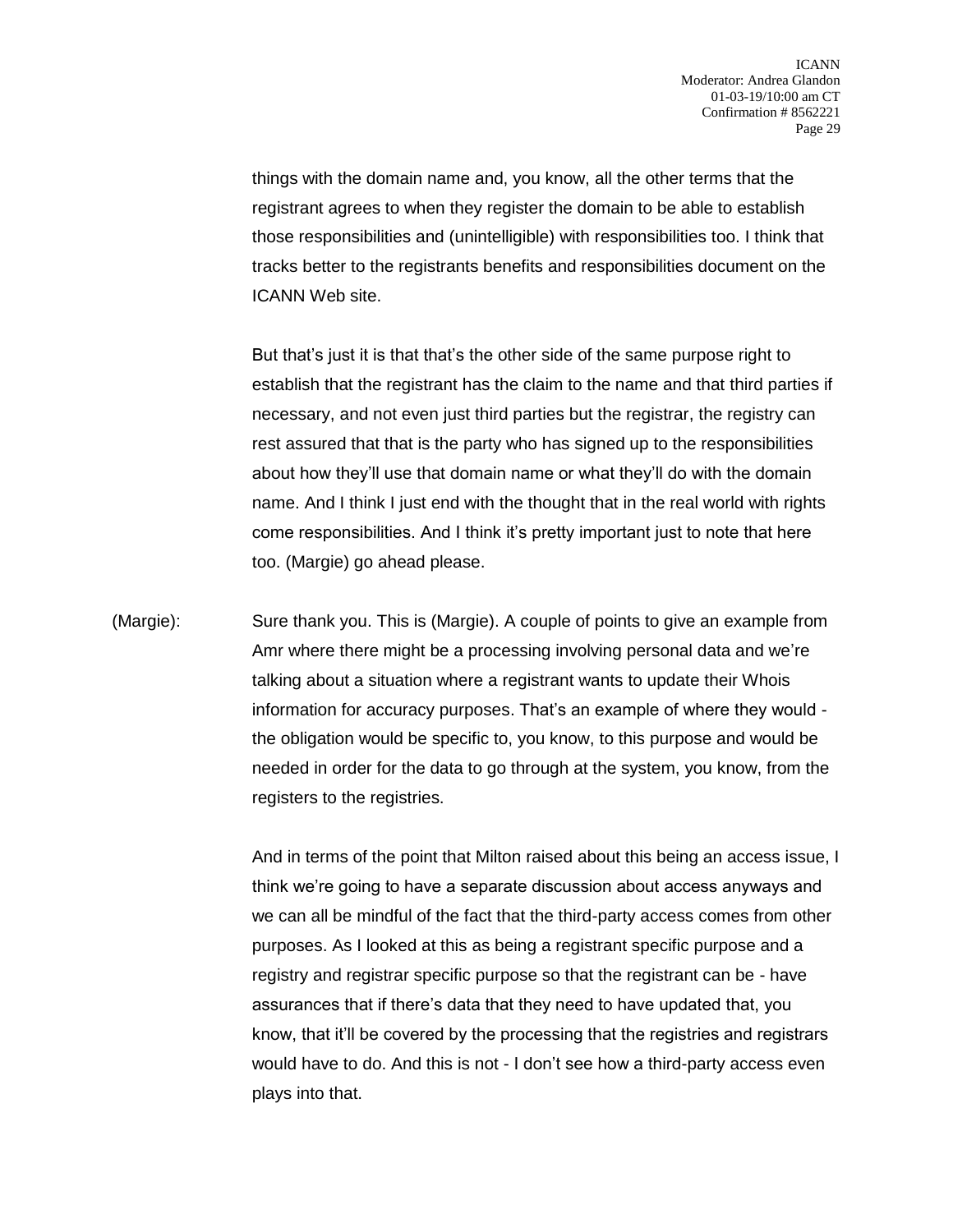things with the domain name and, you know, all the other terms that the registrant agrees to when they register the domain to be able to establish those responsibilities and (unintelligible) with responsibilities too. I think that tracks better to the registrants benefits and responsibilities document on the ICANN Web site.

But that's just it is that that's the other side of the same purpose right to establish that the registrant has the claim to the name and that third parties if necessary, and not even just third parties but the registrar, the registry can rest assured that that is the party who has signed up to the responsibilities about how they'll use that domain name or what they'll do with the domain name. And I think I just end with the thought that in the real world with rights come responsibilities. And I think it's pretty important just to note that here too. (Margie) go ahead please.

(Margie): Sure thank you. This is (Margie). A couple of points to give an example from Amr where there might be a processing involving personal data and we're talking about a situation where a registrant wants to update their Whois information for accuracy purposes. That's an example of where they would - the obligation would be specific to, you know, to this purpose and would be needed in order for the data to go through at the system, you know, from the registers to the registries.

And in terms of the point that Milton raised about this being an access issue, I think we're going to have a separate discussion about access anyways and we can all be mindful of the fact that the third-party access comes from other purposes. As I looked at this as being a registrant specific purpose and a registry and registrar specific purpose so that the registrant can be - have assurances that if there's data that they need to have updated that, you know, that it'll be covered by the processing that the registries and registrars would have to do. And this is not - I don't see how a third-party access even plays into that.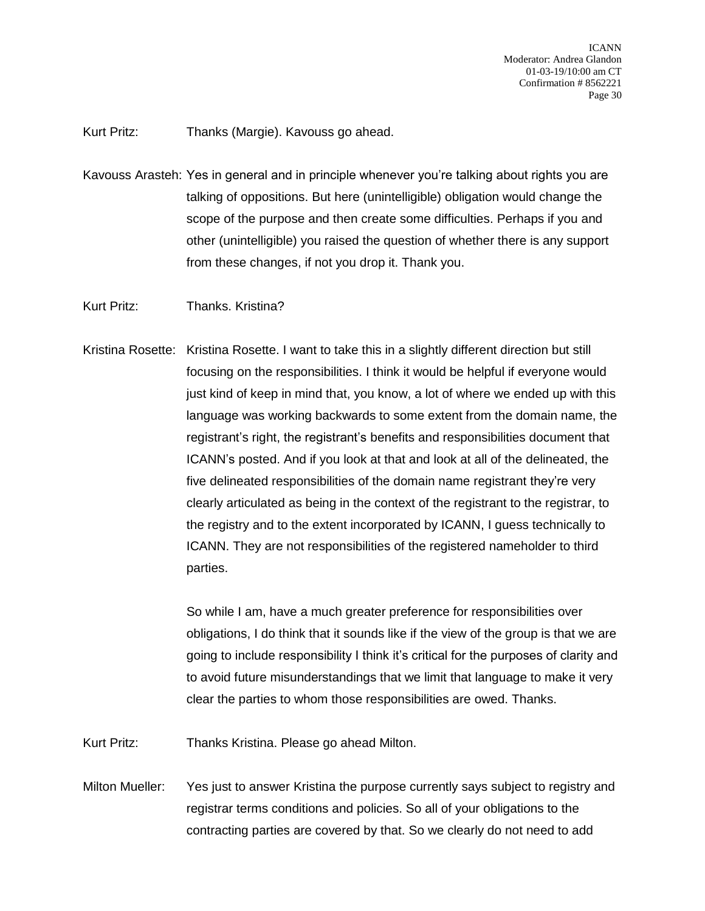Kurt Pritz: Thanks (Margie). Kavouss go ahead.

Kavouss Arasteh: Yes in general and in principle whenever you're talking about rights you are talking of oppositions. But here (unintelligible) obligation would change the scope of the purpose and then create some difficulties. Perhaps if you and other (unintelligible) you raised the question of whether there is any support from these changes, if not you drop it. Thank you.

Kurt Pritz: Thanks. Kristina?

Kristina Rosette: Kristina Rosette. I want to take this in a slightly different direction but still focusing on the responsibilities. I think it would be helpful if everyone would just kind of keep in mind that, you know, a lot of where we ended up with this language was working backwards to some extent from the domain name, the registrant's right, the registrant's benefits and responsibilities document that ICANN's posted. And if you look at that and look at all of the delineated, the five delineated responsibilities of the domain name registrant they're very clearly articulated as being in the context of the registrant to the registrar, to the registry and to the extent incorporated by ICANN, I guess technically to ICANN. They are not responsibilities of the registered nameholder to third parties.

So while I am, have a much greater preference for responsibilities over obligations, I do think that it sounds like if the view of the group is that we are going to include responsibility I think it's critical for the purposes of clarity and to avoid future misunderstandings that we limit that language to make it very clear the parties to whom those responsibilities are owed. Thanks.

Kurt Pritz: Thanks Kristina. Please go ahead Milton.

Milton Mueller: Yes just to answer Kristina the purpose currently says subject to registry and registrar terms conditions and policies. So all of your obligations to the contracting parties are covered by that. So we clearly do not need to add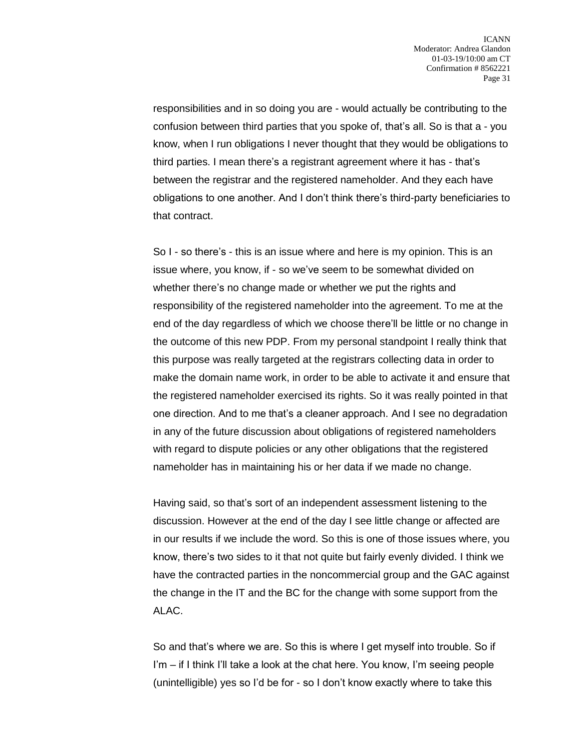responsibilities and in so doing you are - would actually be contributing to the confusion between third parties that you spoke of, that's all. So is that a - you know, when I run obligations I never thought that they would be obligations to third parties. I mean there's a registrant agreement where it has - that's between the registrar and the registered nameholder. And they each have obligations to one another. And I don't think there's third-party beneficiaries to that contract.

So I - so there's - this is an issue where and here is my opinion. This is an issue where, you know, if - so we've seem to be somewhat divided on whether there's no change made or whether we put the rights and responsibility of the registered nameholder into the agreement. To me at the end of the day regardless of which we choose there'll be little or no change in the outcome of this new PDP. From my personal standpoint I really think that this purpose was really targeted at the registrars collecting data in order to make the domain name work, in order to be able to activate it and ensure that the registered nameholder exercised its rights. So it was really pointed in that one direction. And to me that's a cleaner approach. And I see no degradation in any of the future discussion about obligations of registered nameholders with regard to dispute policies or any other obligations that the registered nameholder has in maintaining his or her data if we made no change.

Having said, so that's sort of an independent assessment listening to the discussion. However at the end of the day I see little change or affected are in our results if we include the word. So this is one of those issues where, you know, there's two sides to it that not quite but fairly evenly divided. I think we have the contracted parties in the noncommercial group and the GAC against the change in the IT and the BC for the change with some support from the ALAC.

So and that's where we are. So this is where I get myself into trouble. So if I'm – if I think I'll take a look at the chat here. You know, I'm seeing people (unintelligible) yes so I'd be for - so I don't know exactly where to take this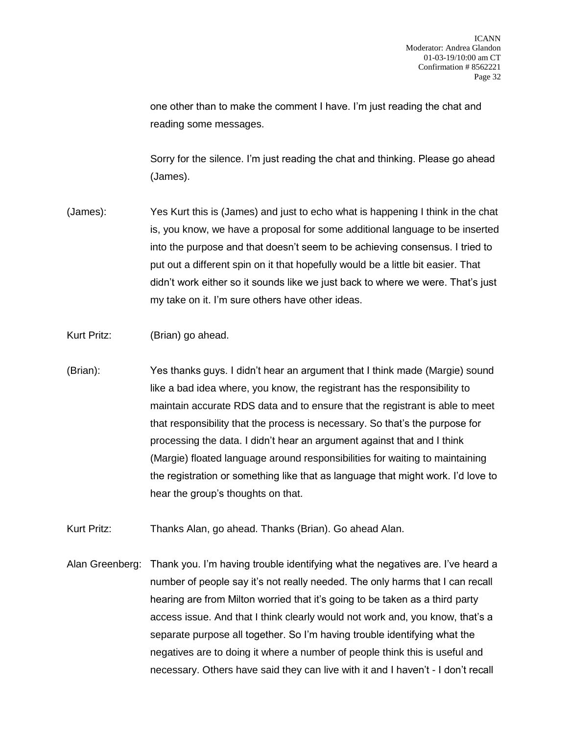one other than to make the comment I have. I'm just reading the chat and reading some messages.

Sorry for the silence. I'm just reading the chat and thinking. Please go ahead (James).

(James): Yes Kurt this is (James) and just to echo what is happening I think in the chat is, you know, we have a proposal for some additional language to be inserted into the purpose and that doesn't seem to be achieving consensus. I tried to put out a different spin on it that hopefully would be a little bit easier. That didn't work either so it sounds like we just back to where we were. That's just my take on it. I'm sure others have other ideas.

Kurt Pritz: (Brian) go ahead.

(Brian): Yes thanks guys. I didn't hear an argument that I think made (Margie) sound like a bad idea where, you know, the registrant has the responsibility to maintain accurate RDS data and to ensure that the registrant is able to meet that responsibility that the process is necessary. So that's the purpose for processing the data. I didn't hear an argument against that and I think (Margie) floated language around responsibilities for waiting to maintaining the registration or something like that as language that might work. I'd love to hear the group's thoughts on that.

Kurt Pritz: Thanks Alan, go ahead. Thanks (Brian). Go ahead Alan.

Alan Greenberg: Thank you. I'm having trouble identifying what the negatives are. I've heard a number of people say it's not really needed. The only harms that I can recall hearing are from Milton worried that it's going to be taken as a third party access issue. And that I think clearly would not work and, you know, that's a separate purpose all together. So I'm having trouble identifying what the negatives are to doing it where a number of people think this is useful and necessary. Others have said they can live with it and I haven't - I don't recall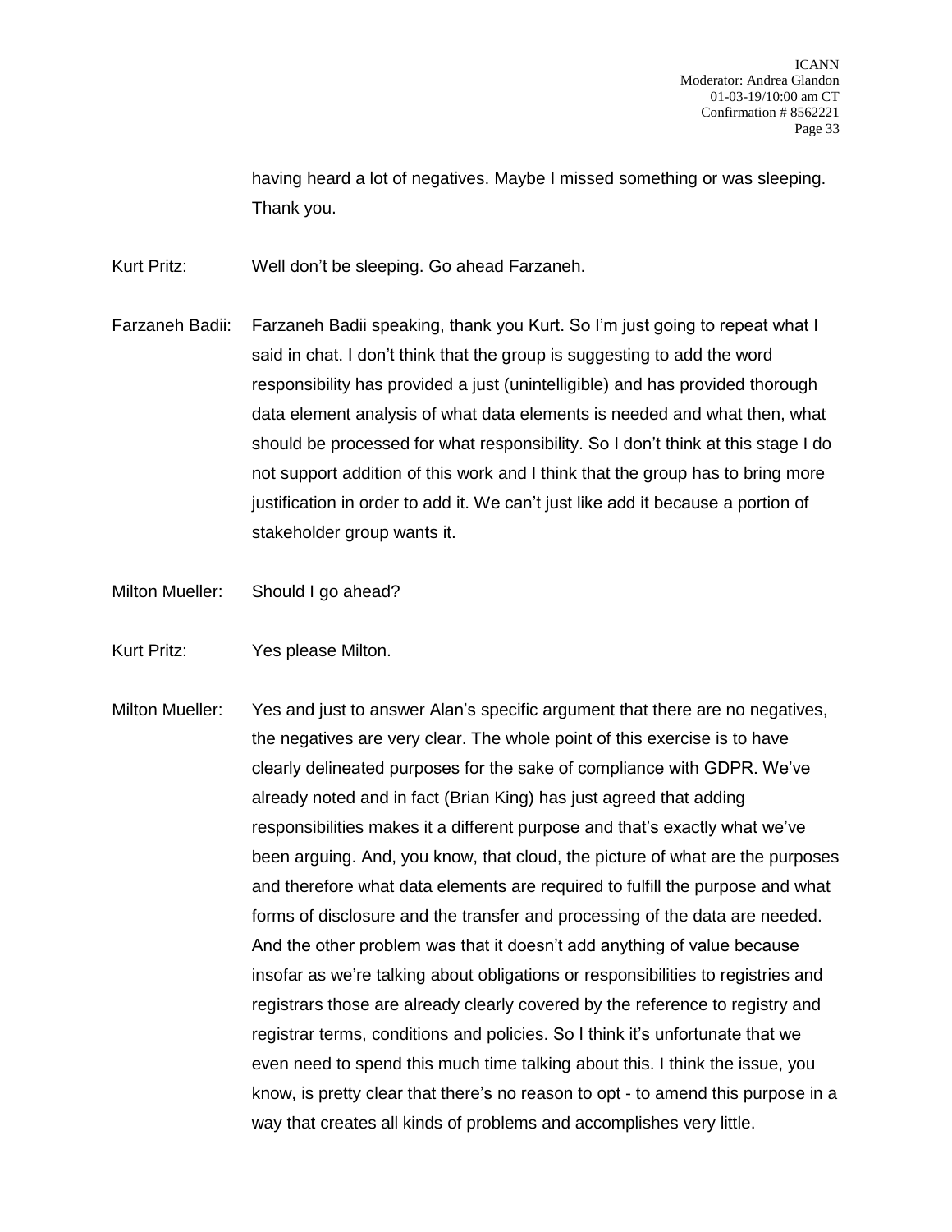having heard a lot of negatives. Maybe I missed something or was sleeping. Thank you.

Kurt Pritz: Well don't be sleeping. Go ahead Farzaneh.

Farzaneh Badii: Farzaneh Badii speaking, thank you Kurt. So I'm just going to repeat what I said in chat. I don't think that the group is suggesting to add the word responsibility has provided a just (unintelligible) and has provided thorough data element analysis of what data elements is needed and what then, what should be processed for what responsibility. So I don't think at this stage I do not support addition of this work and I think that the group has to bring more justification in order to add it. We can't just like add it because a portion of stakeholder group wants it.

Milton Mueller: Should I go ahead?

Kurt Pritz: Yes please Milton.

Milton Mueller: Yes and just to answer Alan's specific argument that there are no negatives, the negatives are very clear. The whole point of this exercise is to have clearly delineated purposes for the sake of compliance with GDPR. We've already noted and in fact (Brian King) has just agreed that adding responsibilities makes it a different purpose and that's exactly what we've been arguing. And, you know, that cloud, the picture of what are the purposes and therefore what data elements are required to fulfill the purpose and what forms of disclosure and the transfer and processing of the data are needed. And the other problem was that it doesn't add anything of value because insofar as we're talking about obligations or responsibilities to registries and registrars those are already clearly covered by the reference to registry and registrar terms, conditions and policies. So I think it's unfortunate that we even need to spend this much time talking about this. I think the issue, you know, is pretty clear that there's no reason to opt - to amend this purpose in a way that creates all kinds of problems and accomplishes very little.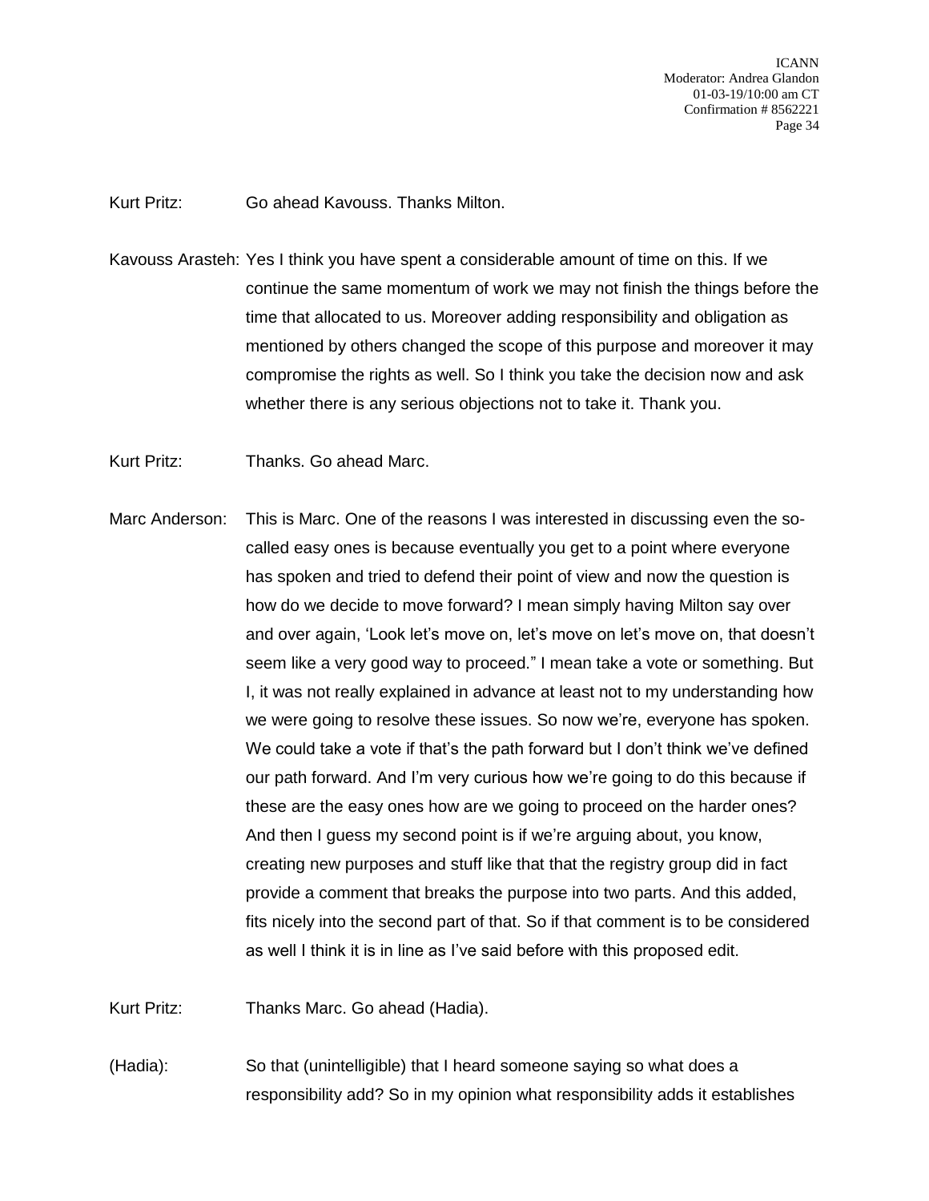Kurt Pritz: Go ahead Kavouss. Thanks Milton.

Kavouss Arasteh: Yes I think you have spent a considerable amount of time on this. If we continue the same momentum of work we may not finish the things before the time that allocated to us. Moreover adding responsibility and obligation as mentioned by others changed the scope of this purpose and moreover it may compromise the rights as well. So I think you take the decision now and ask whether there is any serious objections not to take it. Thank you.

Kurt Pritz: Thanks. Go ahead Marc.

Marc Anderson: This is Marc. One of the reasons I was interested in discussing even the so-called easy ones is because eventually you get to a point where everyone has spoken and tried to defend their point of view and now the question is how do we decide to move forward? I mean simply having Milton say over and over again, 'Look let's move on, let's move on let's move on, that doesn't seem like a very good way to proceed." I mean take a vote or something. But I, it was not really explained in advance at least not to my understanding how we were going to resolve these issues. So now we're, everyone has spoken. We could take a vote if that's the path forward but I don't think we've defined our path forward. And I'm very curious how we're going to do this because if these are the easy ones how are we going to proceed on the harder ones? And then I guess my second point is if we're arguing about, you know, creating new purposes and stuff like that that the registry group did in fact provide a comment that breaks the purpose into two parts. And this added, fits nicely into the second part of that. So if that comment is to be considered as well I think it is in line as I've said before with this proposed edit.

Kurt Pritz: Thanks Marc. Go ahead (Hadia).

(Hadia): So that (unintelligible) that I heard someone saying so what does a responsibility add? So in my opinion what responsibility adds it establishes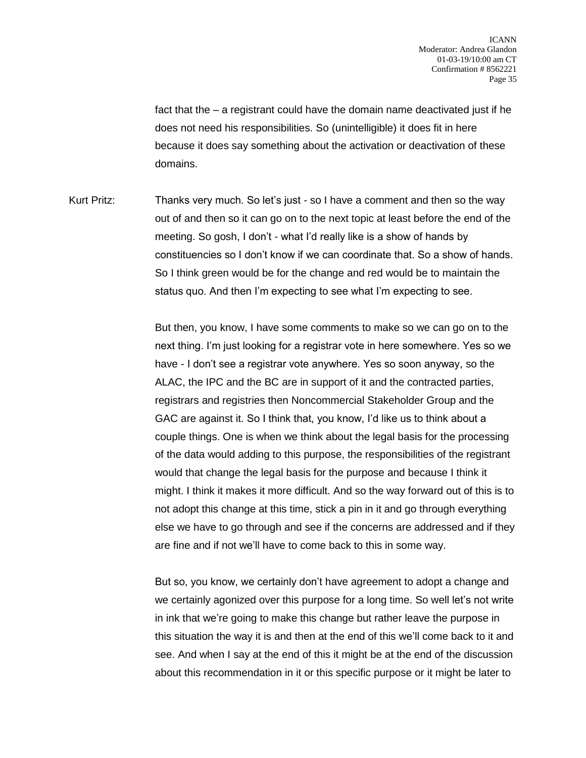fact that the – a registrant could have the domain name deactivated just if he does not need his responsibilities. So (unintelligible) it does fit in here because it does say something about the activation or deactivation of these domains.

Kurt Pritz: Thanks very much. So let's just - so I have a comment and then so the way out of and then so it can go on to the next topic at least before the end of the meeting. So gosh, I don't - what I'd really like is a show of hands by constituencies so I don't know if we can coordinate that. So a show of hands. So I think green would be for the change and red would be to maintain the status quo. And then I'm expecting to see what I'm expecting to see.

But then, you know, I have some comments to make so we can go on to the next thing. I'm just looking for a registrar vote in here somewhere. Yes so we have - I don't see a registrar vote anywhere. Yes so soon anyway, so the ALAC, the IPC and the BC are in support of it and the contracted parties, registrars and registries then Noncommercial Stakeholder Group and the GAC are against it. So I think that, you know, I'd like us to think about a couple things. One is when we think about the legal basis for the processing of the data would adding to this purpose, the responsibilities of the registrant would that change the legal basis for the purpose and because I think it might. I think it makes it more difficult. And so the way forward out of this is to not adopt this change at this time, stick a pin in it and go through everything else we have to go through and see if the concerns are addressed and if they are fine and if not we'll have to come back to this in some way.

But so, you know, we certainly don't have agreement to adopt a change and we certainly agonized over this purpose for a long time. So well let's not write in ink that we're going to make this change but rather leave the purpose in this situation the way it is and then at the end of this we'll come back to it and see. And when I say at the end of this it might be at the end of the discussion about this recommendation in it or this specific purpose or it might be later to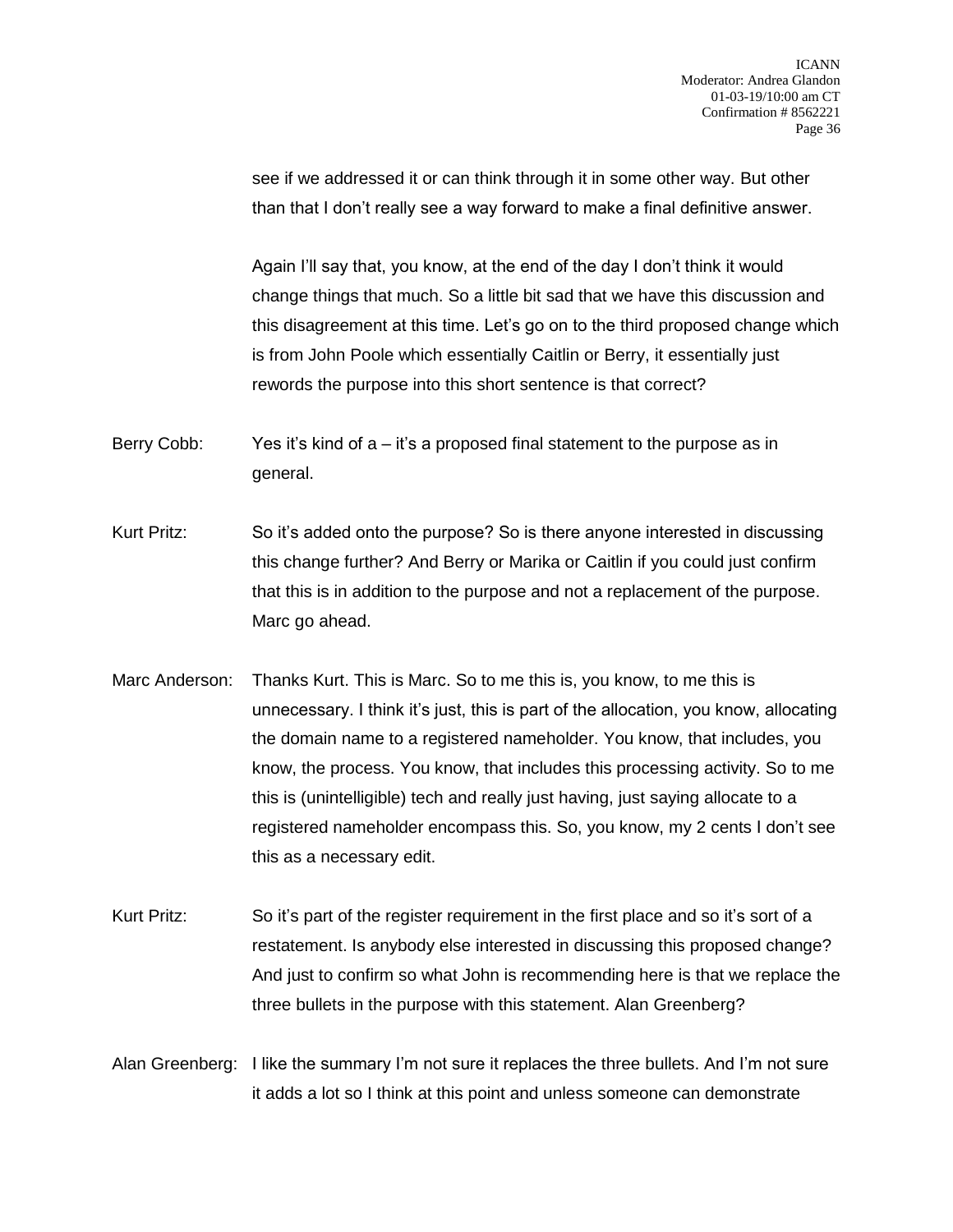see if we addressed it or can think through it in some other way. But other than that I don't really see a way forward to make a final definitive answer.

Again I'll say that, you know, at the end of the day I don't think it would change things that much. So a little bit sad that we have this discussion and this disagreement at this time. Let's go on to the third proposed change which is from John Poole which essentially Caitlin or Berry, it essentially just rewords the purpose into this short sentence is that correct?

Berry Cobb: Yes it's kind of a – it's a proposed final statement to the purpose as in general.

Kurt Pritz: So it's added onto the purpose? So is there anyone interested in discussing this change further? And Berry or Marika or Caitlin if you could just confirm that this is in addition to the purpose and not a replacement of the purpose. Marc go ahead.

Marc Anderson: Thanks Kurt. This is Marc. So to me this is, you know, to me this is unnecessary. I think it's just, this is part of the allocation, you know, allocating the domain name to a registered nameholder. You know, that includes, you know, the process. You know, that includes this processing activity. So to me this is (unintelligible) tech and really just having, just saying allocate to a registered nameholder encompass this. So, you know, my 2 cents I don't see this as a necessary edit.

Kurt Pritz: So it's part of the register requirement in the first place and so it's sort of a restatement. Is anybody else interested in discussing this proposed change? And just to confirm so what John is recommending here is that we replace the three bullets in the purpose with this statement. Alan Greenberg?

Alan Greenberg: I like the summary I'm not sure it replaces the three bullets. And I'm not sure it adds a lot so I think at this point and unless someone can demonstrate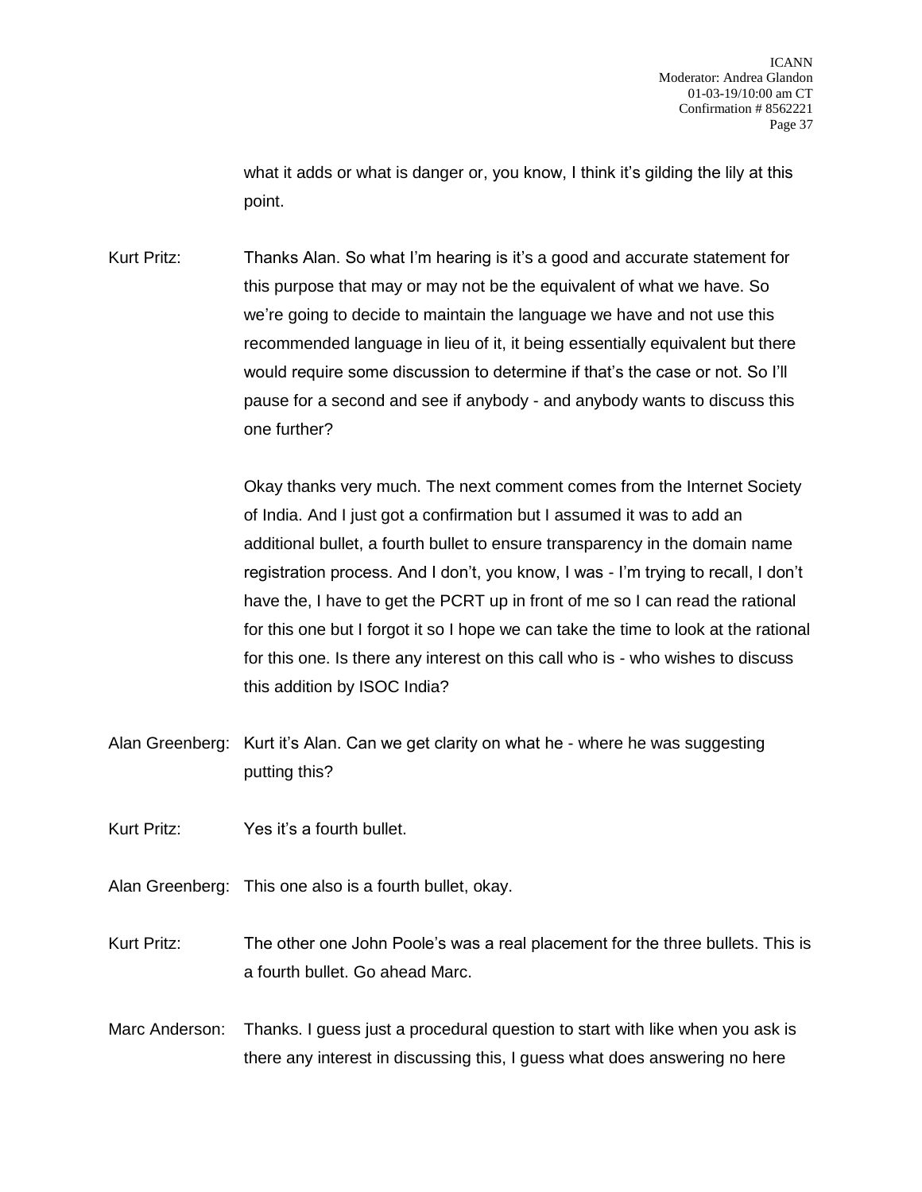what it adds or what is danger or, you know, I think it's gilding the lily at this point.

Kurt Pritz: Thanks Alan. So what I'm hearing is it's a good and accurate statement for this purpose that may or may not be the equivalent of what we have. So we're going to decide to maintain the language we have and not use this recommended language in lieu of it, it being essentially equivalent but there would require some discussion to determine if that's the case or not. So I'll pause for a second and see if anybody - and anybody wants to discuss this one further?

Okay thanks very much. The next comment comes from the Internet Society of India. And I just got a confirmation but I assumed it was to add an additional bullet, a fourth bullet to ensure transparency in the domain name registration process. And I don't, you know, I was - I'm trying to recall, I don't have the, I have to get the PCRT up in front of me so I can read the rational for this one but I forgot it so I hope we can take the time to look at the rational for this one. Is there any interest on this call who is - who wishes to discuss this addition by ISOC India?

Alan Greenberg: Kurt it's Alan. Can we get clarity on what he - where he was suggesting putting this?

Kurt Pritz: Yes it's a fourth bullet.

Alan Greenberg: This one also is a fourth bullet, okay.

Kurt Pritz: The other one John Poole's was a real placement for the three bullets. This is a fourth bullet. Go ahead Marc.

Marc Anderson: Thanks. I guess just a procedural question to start with like when you ask is there any interest in discussing this, I guess what does answering no here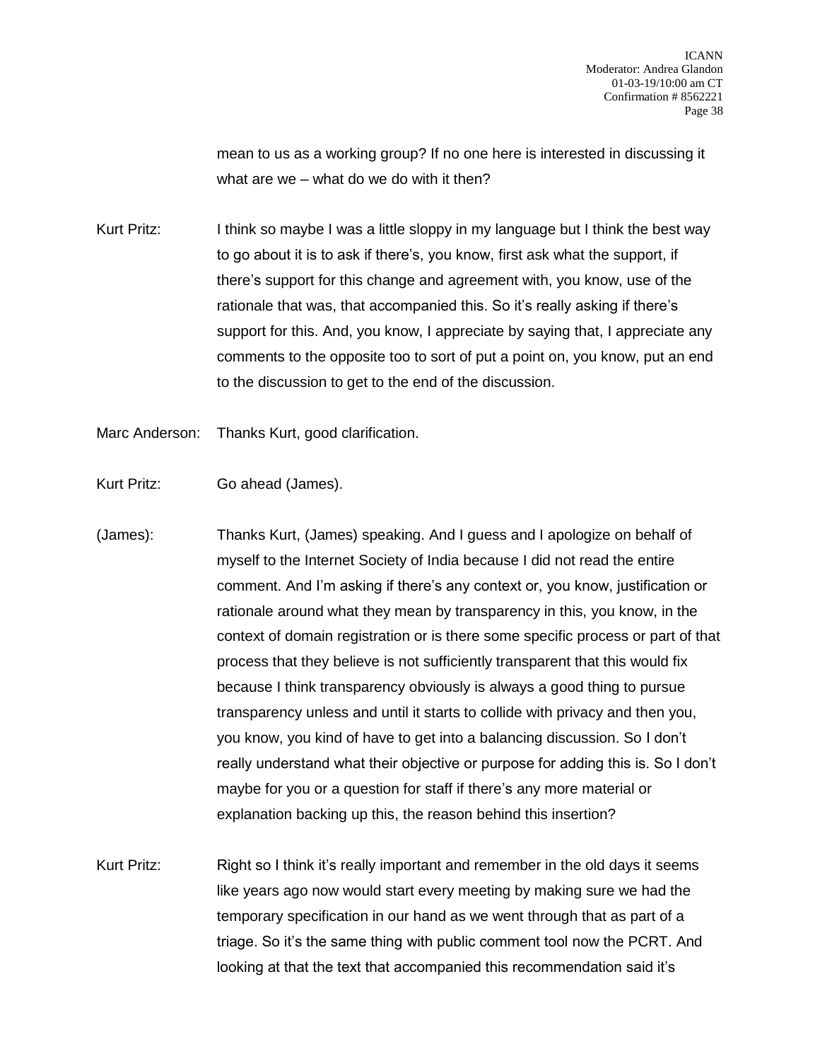mean to us as a working group? If no one here is interested in discussing it what are we – what do we do with it then?

Kurt Pritz: I think so maybe I was a little sloppy in my language but I think the best way to go about it is to ask if there's, you know, first ask what the support, if there's support for this change and agreement with, you know, use of the rationale that was, that accompanied this. So it's really asking if there's support for this. And, you know, I appreciate by saying that, I appreciate any comments to the opposite too to sort of put a point on, you know, put an end to the discussion to get to the end of the discussion.

Marc Anderson: Thanks Kurt, good clarification.

Kurt Pritz: Go ahead (James).

(James): Thanks Kurt, (James) speaking. And I guess and I apologize on behalf of myself to the Internet Society of India because I did not read the entire comment. And I'm asking if there's any context or, you know, justification or rationale around what they mean by transparency in this, you know, in the context of domain registration or is there some specific process or part of that process that they believe is not sufficiently transparent that this would fix because I think transparency obviously is always a good thing to pursue transparency unless and until it starts to collide with privacy and then you, you know, you kind of have to get into a balancing discussion. So I don't really understand what their objective or purpose for adding this is. So I don't maybe for you or a question for staff if there's any more material or explanation backing up this, the reason behind this insertion?

Kurt Pritz: Right so I think it's really important and remember in the old days it seems like years ago now would start every meeting by making sure we had the temporary specification in our hand as we went through that as part of a triage. So it's the same thing with public comment tool now the PCRT. And looking at that the text that accompanied this recommendation said it's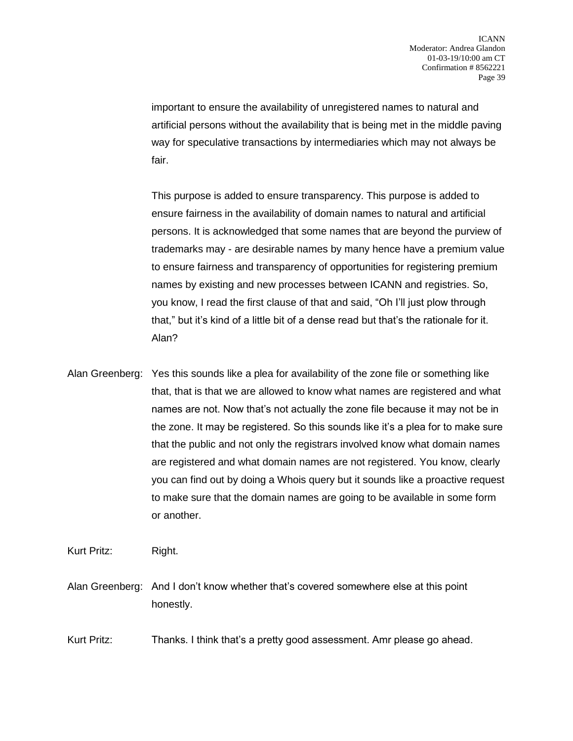important to ensure the availability of unregistered names to natural and artificial persons without the availability that is being met in the middle paving way for speculative transactions by intermediaries which may not always be fair.

This purpose is added to ensure transparency. This purpose is added to ensure fairness in the availability of domain names to natural and artificial persons. It is acknowledged that some names that are beyond the purview of trademarks may - are desirable names by many hence have a premium value to ensure fairness and transparency of opportunities for registering premium names by existing and new processes between ICANN and registries. So, you know, I read the first clause of that and said, “Oh I’ll just plow through that,” but it’s kind of a little bit of a dense read but that’s the rationale for it. Alan?

Alan Greenberg: Yes this sounds like a plea for availability of the zone file or something like that, that is that we are allowed to know what names are registered and what names are not. Now that’s not actually the zone file because it may not be in the zone. It may be registered. So this sounds like it’s a plea for to make sure that the public and not only the registrars involved know what domain names are registered and what domain names are not registered. You know, clearly you can find out by doing a Whois query but it sounds like a proactive request to make sure that the domain names are going to be available in some form or another.

Kurt Pritz: Right.

Alan Greenberg: And I don’t know whether that’s covered somewhere else at this point honestly.

Kurt Pritz: Thanks. I think that’s a pretty good assessment. Amr please go ahead.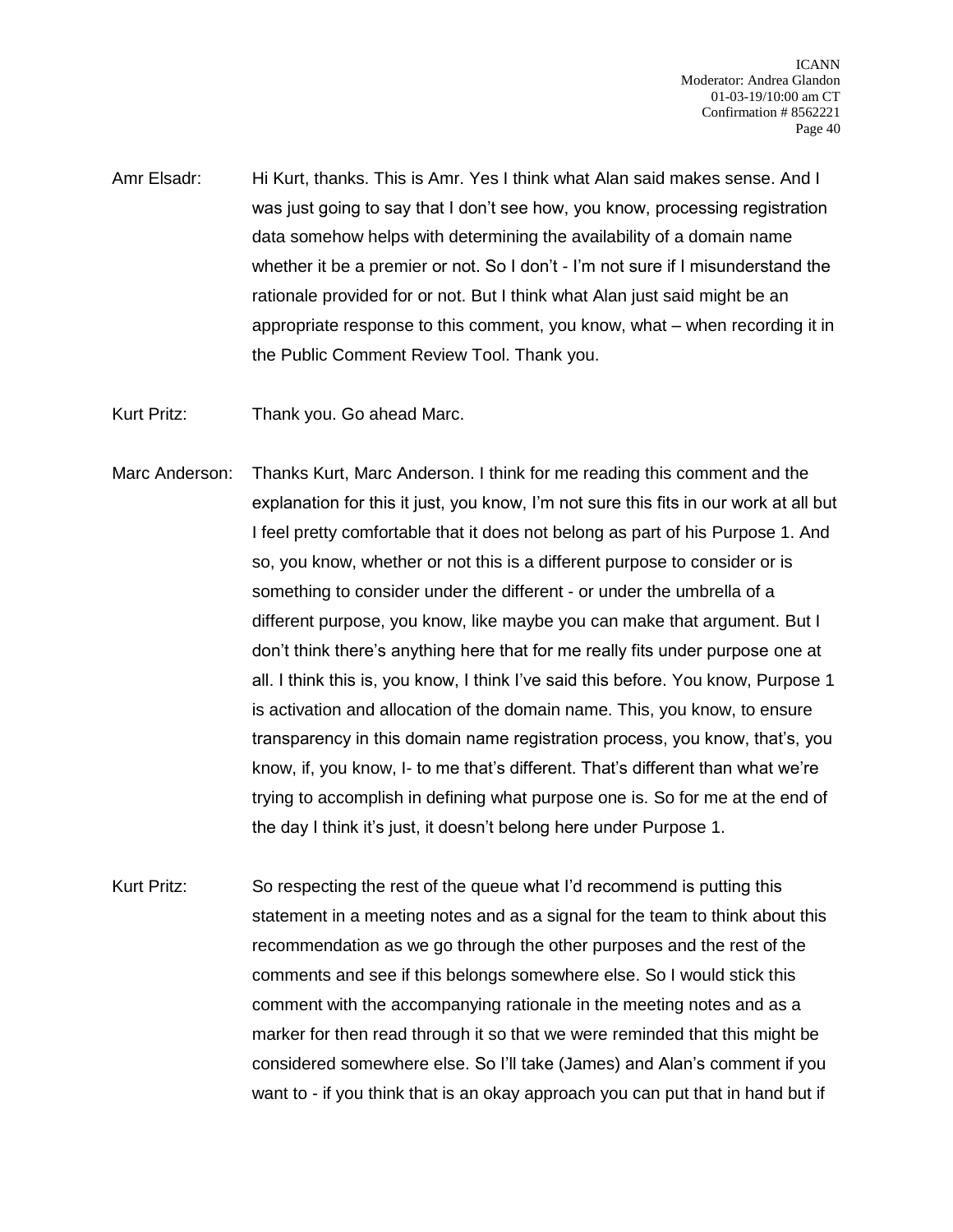Amr Elsadr: Hi Kurt, thanks. This is Amr. Yes I think what Alan said makes sense. And I was just going to say that I don't see how, you know, processing registration data somehow helps with determining the availability of a domain name whether it be a premier or not. So I don't - I'm not sure if I misunderstand the rationale provided for or not. But I think what Alan just said might be an appropriate response to this comment, you know, what – when recording it in the Public Comment Review Tool. Thank you.

Kurt Pritz: Thank you. Go ahead Marc.

Marc Anderson: Thanks Kurt, Marc Anderson. I think for me reading this comment and the explanation for this it just, you know, I'm not sure this fits in our work at all but I feel pretty comfortable that it does not belong as part of his Purpose 1. And so, you know, whether or not this is a different purpose to consider or is something to consider under the different - or under the umbrella of a different purpose, you know, like maybe you can make that argument. But I don't think there's anything here that for me really fits under purpose one at all. I think this is, you know, I think I've said this before. You know, Purpose 1 is activation and allocation of the domain name. This, you know, to ensure transparency in this domain name registration process, you know, that's, you know, if, you know, I- to me that's different. That's different than what we're trying to accomplish in defining what purpose one is. So for me at the end of the day I think it's just, it doesn't belong here under Purpose 1.

Kurt Pritz: So respecting the rest of the queue what I'd recommend is putting this statement in a meeting notes and as a signal for the team to think about this recommendation as we go through the other purposes and the rest of the comments and see if this belongs somewhere else. So I would stick this comment with the accompanying rationale in the meeting notes and as a marker for then read through it so that we were reminded that this might be considered somewhere else. So I'll take (James) and Alan's comment if you want to - if you think that is an okay approach you can put that in hand but if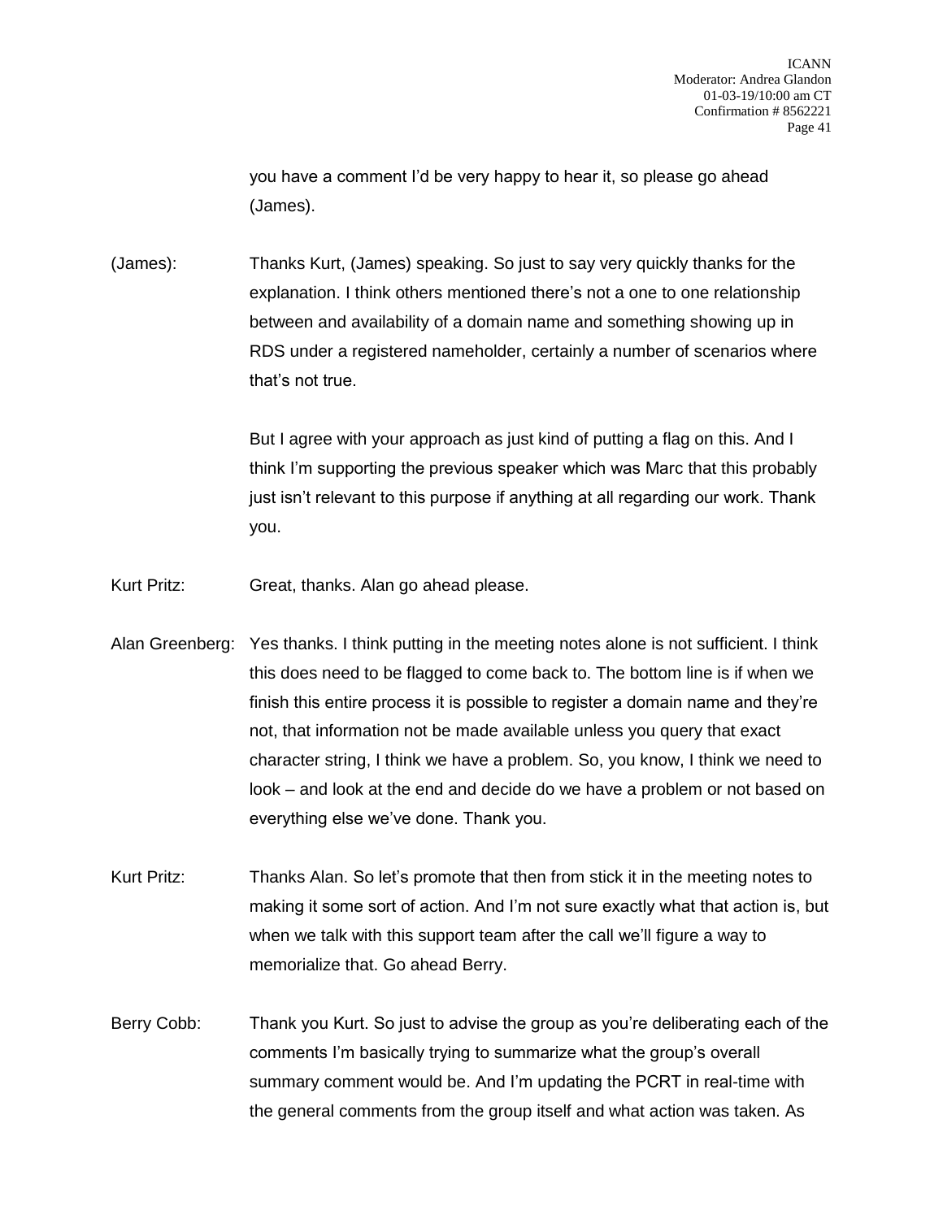you have a comment I'd be very happy to hear it, so please go ahead (James).

(James): Thanks Kurt, (James) speaking. So just to say very quickly thanks for the explanation. I think others mentioned there's not a one to one relationship between and availability of a domain name and something showing up in RDS under a registered nameholder, certainly a number of scenarios where that's not true.

But I agree with your approach as just kind of putting a flag on this. And I think I'm supporting the previous speaker which was Marc that this probably just isn't relevant to this purpose if anything at all regarding our work. Thank you.

Kurt Pritz: Great, thanks. Alan go ahead please.

Alan Greenberg: Yes thanks. I think putting in the meeting notes alone is not sufficient. I think this does need to be flagged to come back to. The bottom line is if when we finish this entire process it is possible to register a domain name and they're not, that information not be made available unless you query that exact character string, I think we have a problem. So, you know, I think we need to look – and look at the end and decide do we have a problem or not based on everything else we've done. Thank you.

Kurt Pritz: Thanks Alan. So let's promote that then from stick it in the meeting notes to making it some sort of action. And I'm not sure exactly what that action is, but when we talk with this support team after the call we'll figure a way to memorialize that. Go ahead Berry.

Berry Cobb: Thank you Kurt. So just to advise the group as you're deliberating each of the comments I'm basically trying to summarize what the group's overall summary comment would be. And I'm updating the PCRT in real-time with the general comments from the group itself and what action was taken. As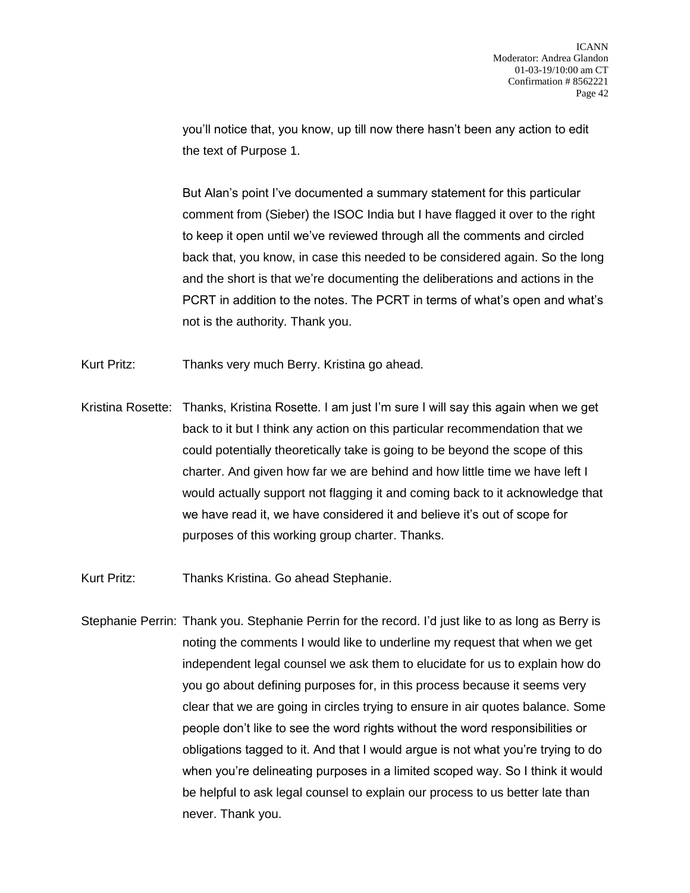you'll notice that, you know, up till now there hasn't been any action to edit the text of Purpose 1.

But Alan's point I've documented a summary statement for this particular comment from (Sieber) the ISOC India but I have flagged it over to the right to keep it open until we've reviewed through all the comments and circled back that, you know, in case this needed to be considered again. So the long and the short is that we're documenting the deliberations and actions in the PCRT in addition to the notes. The PCRT in terms of what's open and what's not is the authority. Thank you.

Kurt Pritz: Thanks very much Berry. Kristina go ahead.

Kristina Rosette: Thanks, Kristina Rosette. I am just I'm sure I will say this again when we get back to it but I think any action on this particular recommendation that we could potentially theoretically take is going to be beyond the scope of this charter. And given how far we are behind and how little time we have left I would actually support not flagging it and coming back to it acknowledge that we have read it, we have considered it and believe it's out of scope for purposes of this working group charter. Thanks.

Kurt Pritz: Thanks Kristina. Go ahead Stephanie.

Stephanie Perrin: Thank you. Stephanie Perrin for the record. I'd just like to as long as Berry is noting the comments I would like to underline my request that when we get independent legal counsel we ask them to elucidate for us to explain how do you go about defining purposes for, in this process because it seems very clear that we are going in circles trying to ensure in air quotes balance. Some people don't like to see the word rights without the word responsibilities or obligations tagged to it. And that I would argue is not what you're trying to do when you're delineating purposes in a limited scoped way. So I think it would be helpful to ask legal counsel to explain our process to us better late than never. Thank you.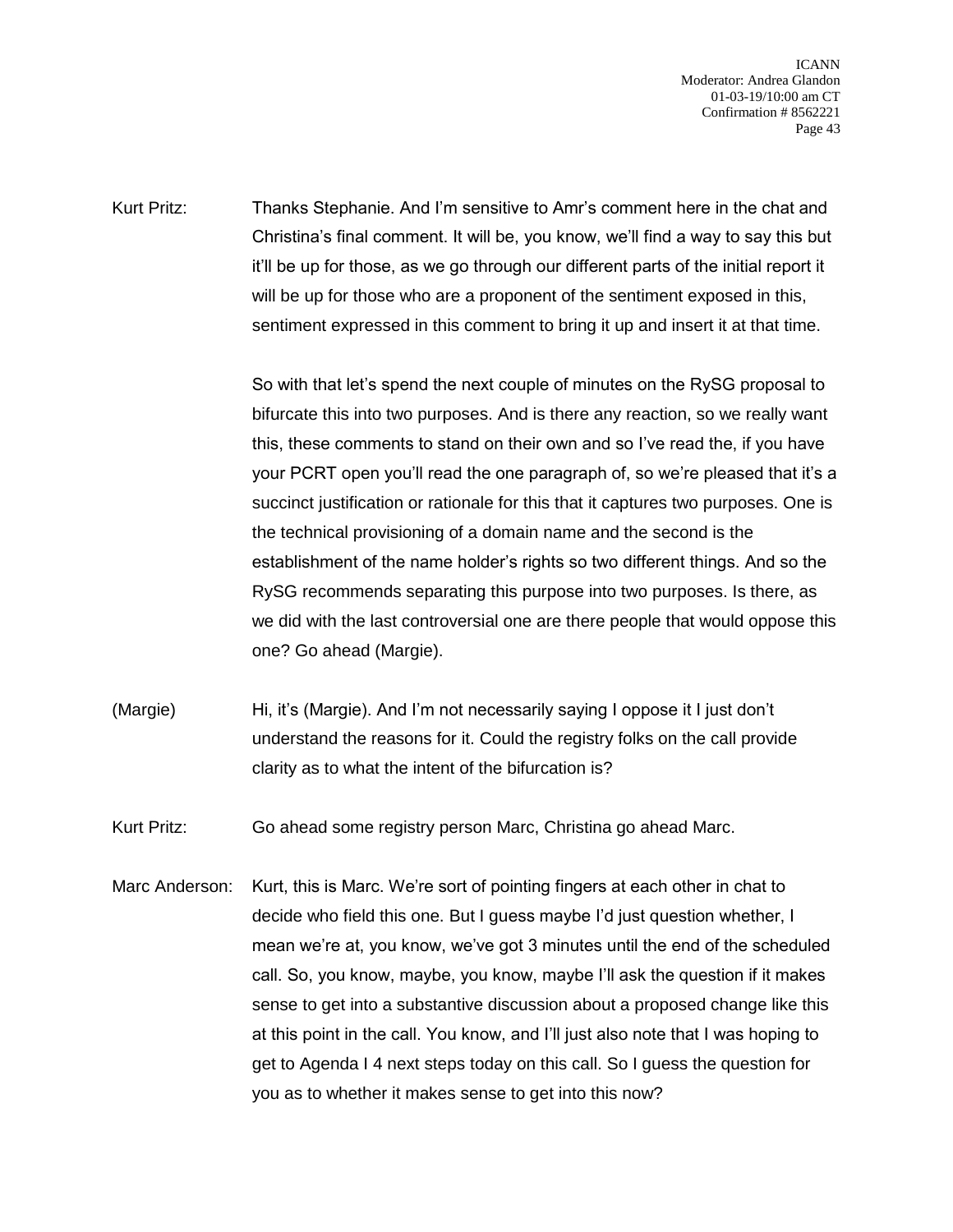Kurt Pritz: Thanks Stephanie. And I'm sensitive to Amr's comment here in the chat and Christina's final comment. It will be, you know, we'll find a way to say this but it'll be up for those, as we go through our different parts of the initial report it will be up for those who are a proponent of the sentiment exposed in this, sentiment expressed in this comment to bring it up and insert it at that time.

So with that let's spend the next couple of minutes on the RySG proposal to bifurcate this into two purposes. And is there any reaction, so we really want this, these comments to stand on their own and so I've read the, if you have your PCRT open you'll read the one paragraph of, so we're pleased that it's a succinct justification or rationale for this that it captures two purposes. One is the technical provisioning of a domain name and the second is the establishment of the name holder's rights so two different things. And so the RySG recommends separating this purpose into two purposes. Is there, as we did with the last controversial one are there people that would oppose this one? Go ahead (Margie).

(Margie): Hi, it's (Margie). And I'm not necessarily saying I oppose it I just don't understand the reasons for it. Could the registry folks on the call provide clarity as to what the intent of the bifurcation is?

Kurt Pritz: Go ahead some registry person Marc, Christina go ahead Marc.

Marc Anderson: Kurt, this is Marc. We're sort of pointing fingers at each other in chat to decide who field this one. But I guess maybe I'd just question whether, I mean we're at, you know, we've got 3 minutes until the end of the scheduled call. So, you know, maybe, you know, maybe I'll ask the question if it makes sense to get into a substantive discussion about a proposed change like this at this point in the call. You know, and I'll just also note that I was hoping to get to Agenda I 4 next steps today on this call. So I guess the question for you as to whether it makes sense to get into this now?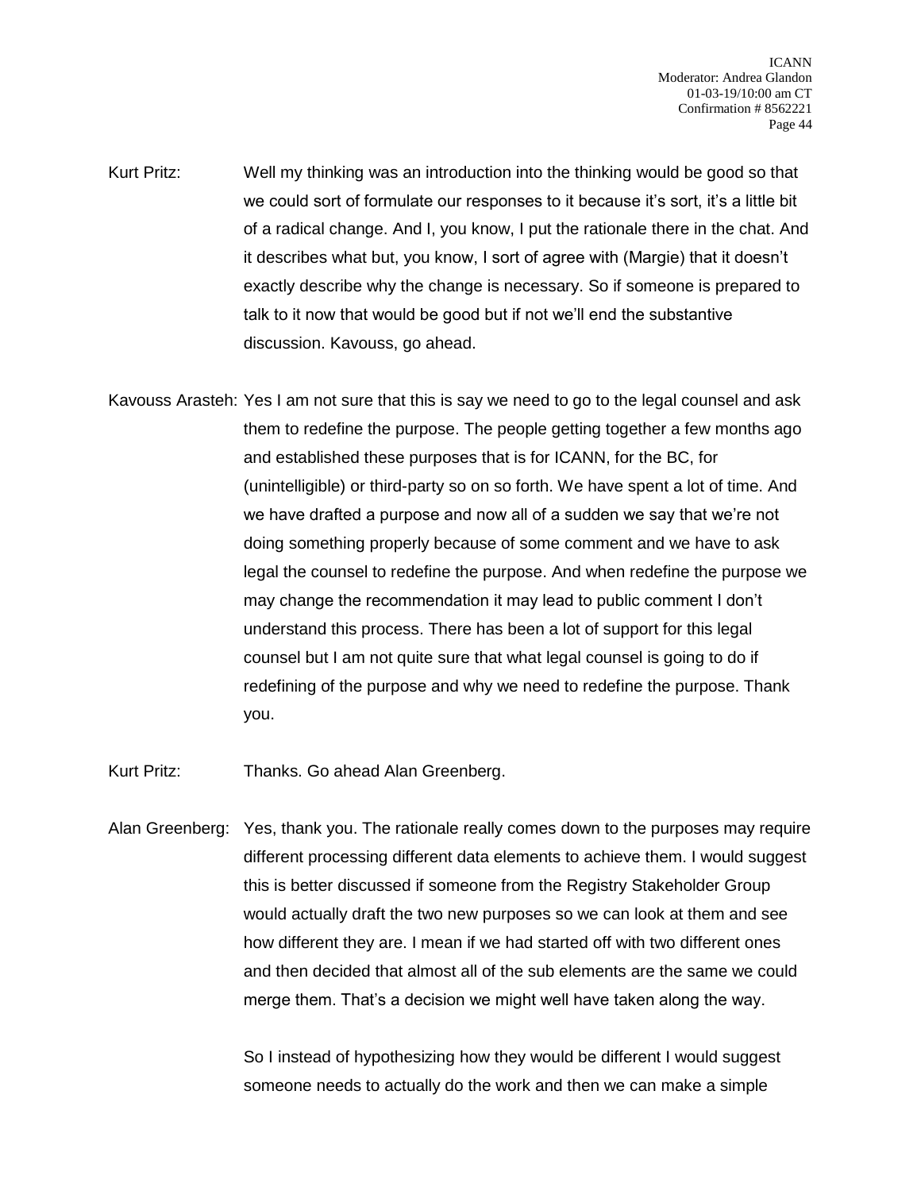Kurt Pritz: Well my thinking was an introduction into the thinking would be good so that we could sort of formulate our responses to it because it's sort, it's a little bit of a radical change. And I, you know, I put the rationale there in the chat. And it describes what but, you know, I sort of agree with (Margie) that it doesn't exactly describe why the change is necessary. So if someone is prepared to talk to it now that would be good but if not we'll end the substantive discussion. Kavouss, go ahead.

Kavouss Arasteh: Yes I am not sure that this is say we need to go to the legal counsel and ask them to redefine the purpose. The people getting together a few months ago and established these purposes that is for ICANN, for the BC, for (unintelligible) or third-party so on so forth. We have spent a lot of time. And we have drafted a purpose and now all of a sudden we say that we're not doing something properly because of some comment and we have to ask legal the counsel to redefine the purpose. And when redefine the purpose we may change the recommendation it may lead to public comment I don't understand this process. There has been a lot of support for this legal counsel but I am not quite sure that what legal counsel is going to do if redefining of the purpose and why we need to redefine the purpose. Thank you.

Kurt Pritz: Thanks. Go ahead Alan Greenberg.

Alan Greenberg: Yes, thank you. The rationale really comes down to the purposes may require different processing different data elements to achieve them. I would suggest this is better discussed if someone from the Registry Stakeholder Group would actually draft the two new purposes so we can look at them and see how different they are. I mean if we had started off with two different ones and then decided that almost all of the sub elements are the same we could merge them. That's a decision we might well have taken along the way.

So I instead of hypothesizing how they would be different I would suggest someone needs to actually do the work and then we can make a simple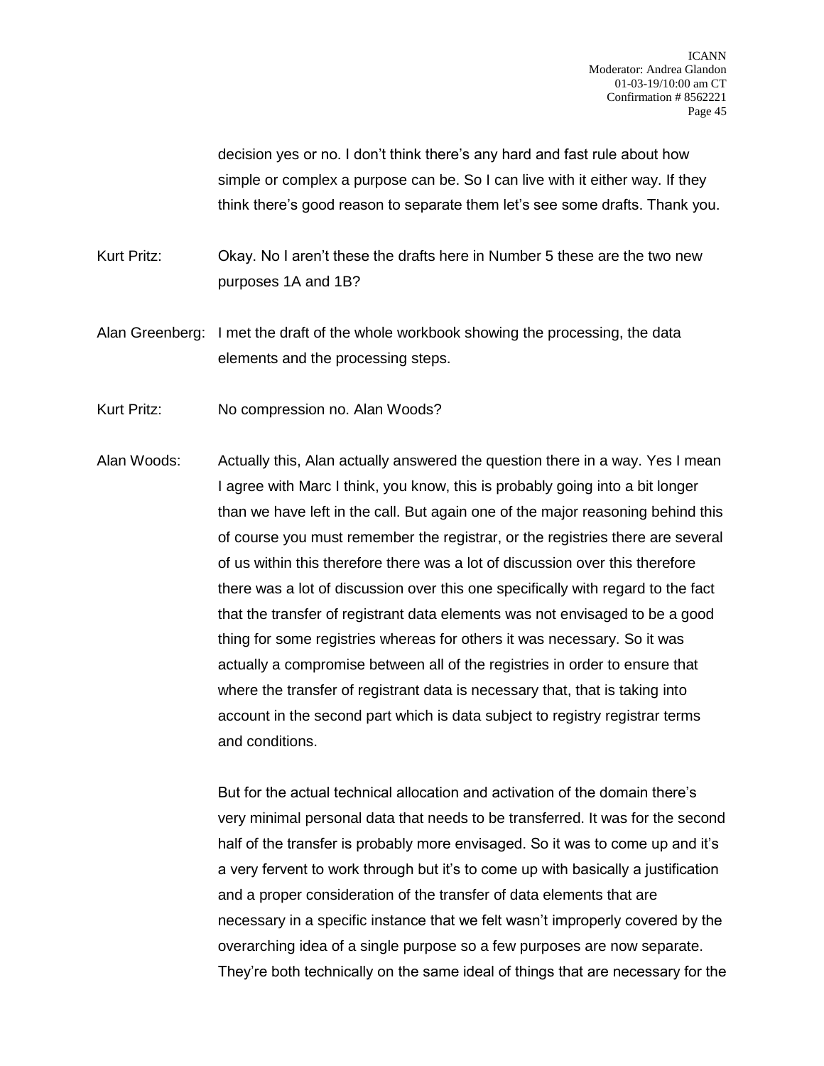decision yes or no. I don't think there's any hard and fast rule about how simple or complex a purpose can be. So I can live with it either way. If they think there's good reason to separate them let's see some drafts. Thank you.

Kurt Pritz: Okay. No I aren't these the drafts here in Number 5 these are the two new purposes 1A and 1B?

Alan Greenberg: I met the draft of the whole workbook showing the processing, the data elements and the processing steps.

Kurt Pritz: No compression no. Alan Woods?

Alan Woods: Actually this, Alan actually answered the question there in a way. Yes I mean I agree with Marc I think, you know, this is probably going into a bit longer than we have left in the call. But again one of the major reasoning behind this of course you must remember the registrar, or the registries there are several of us within this therefore there was a lot of discussion over this therefore there was a lot of discussion over this one specifically with regard to the fact that the transfer of registrant data elements was not envisaged to be a good thing for some registries whereas for others it was necessary. So it was actually a compromise between all of the registries in order to ensure that where the transfer of registrant data is necessary that, that is taking into account in the second part which is data subject to registry registrar terms and conditions.

But for the actual technical allocation and activation of the domain there's very minimal personal data that needs to be transferred. It was for the second half of the transfer is probably more envisaged. So it was to come up and it's a very fervent to work through but it's to come up with basically a justification and a proper consideration of the transfer of data elements that are necessary in a specific instance that we felt wasn't improperly covered by the overarching idea of a single purpose so a few purposes are now separate. They're both technically on the same ideal of things that are necessary for the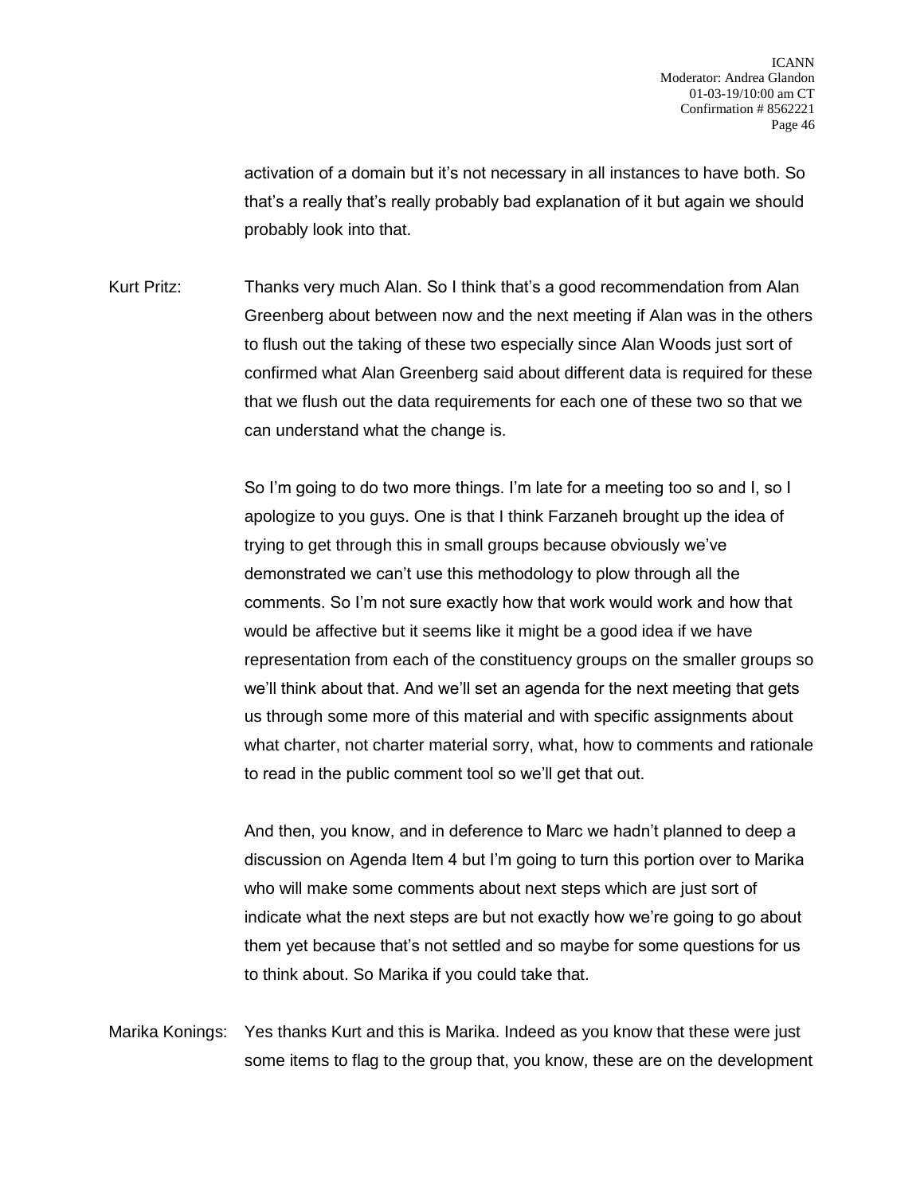activation of a domain but it's not necessary in all instances to have both. So that's a really that's really probably bad explanation of it but again we should probably look into that.

Kurt Pritz: Thanks very much Alan. So I think that's a good recommendation from Alan Greenberg about between now and the next meeting if Alan was in the others to flush out the taking of these two especially since Alan Woods just sort of confirmed what Alan Greenberg said about different data is required for these that we flush out the data requirements for each one of these two so that we can understand what the change is.

So I'm going to do two more things. I'm late for a meeting too so and I, so I apologize to you guys. One is that I think Farzaneh brought up the idea of trying to get through this in small groups because obviously we've demonstrated we can't use this methodology to plow through all the comments. So I'm not sure exactly how that work would work and how that would be affective but it seems like it might be a good idea if we have representation from each of the constituency groups on the smaller groups so we'll think about that. And we'll set an agenda for the next meeting that gets us through some more of this material and with specific assignments about what charter, not charter material sorry, what, how to comments and rationale to read in the public comment tool so we'll get that out.

And then, you know, and in deference to Marc we hadn't planned to deep a discussion on Agenda Item 4 but I'm going to turn this portion over to Marika who will make some comments about next steps which are just sort of indicate what the next steps are but not exactly how we're going to go about them yet because that's not settled and so maybe for some questions for us to think about. So Marika if you could take that.

Marika Konings: Yes thanks Kurt and this is Marika. Indeed as you know that these were just some items to flag to the group that, you know, these are on the development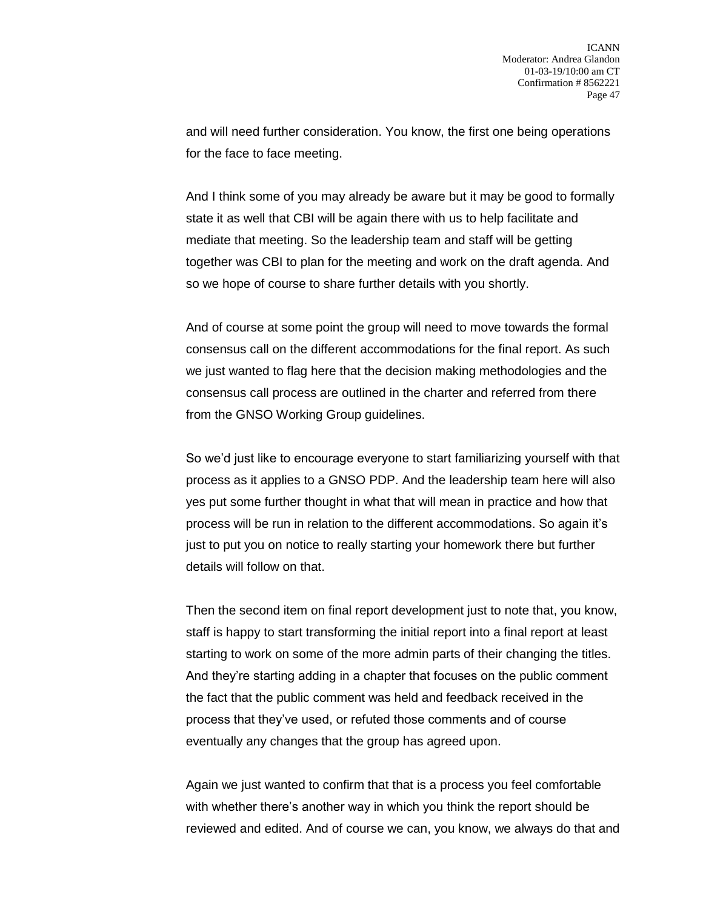and will need further consideration. You know, the first one being operations for the face to face meeting.

And I think some of you may already be aware but it may be good to formally state it as well that CBI will be again there with us to help facilitate and mediate that meeting. So the leadership team and staff will be getting together was CBI to plan for the meeting and work on the draft agenda. And so we hope of course to share further details with you shortly.

And of course at some point the group will need to move towards the formal consensus call on the different accommodations for the final report. As such we just wanted to flag here that the decision making methodologies and the consensus call process are outlined in the charter and referred from there from the GNSO Working Group guidelines.

So we'd just like to encourage everyone to start familiarizing yourself with that process as it applies to a GNSO PDP. And the leadership team here will also yes put some further thought in what that will mean in practice and how that process will be run in relation to the different accommodations. So again it's just to put you on notice to really starting your homework there but further details will follow on that.

Then the second item on final report development just to note that, you know, staff is happy to start transforming the initial report into a final report at least starting to work on some of the more admin parts of their changing the titles. And they're starting adding in a chapter that focuses on the public comment the fact that the public comment was held and feedback received in the process that they've used, or refuted those comments and of course eventually any changes that the group has agreed upon.

Again we just wanted to confirm that that is a process you feel comfortable with whether there's another way in which you think the report should be reviewed and edited. And of course we can, you know, we always do that and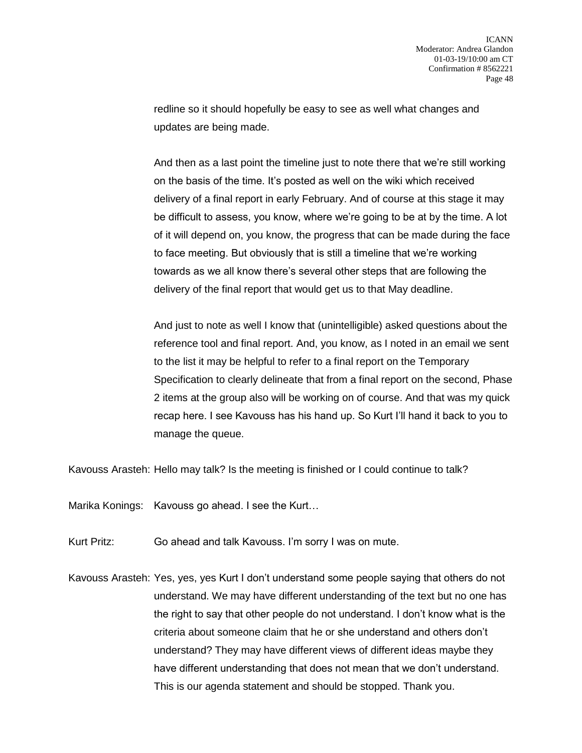redline so it should hopefully be easy to see as well what changes and updates are being made.

And then as a last point the timeline just to note there that we're still working on the basis of the time. It's posted as well on the wiki which received delivery of a final report in early February. And of course at this stage it may be difficult to assess, you know, where we're going to be at by the time. A lot of it will depend on, you know, the progress that can be made during the face to face meeting. But obviously that is still a timeline that we're working towards as we all know there's several other steps that are following the delivery of the final report that would get us to that May deadline.

And just to note as well I know that (unintelligible) asked questions about the reference tool and final report. And, you know, as I noted in an email we sent to the list it may be helpful to refer to a final report on the Temporary Specification to clearly delineate that from a final report on the second, Phase 2 items at the group also will be working on of course. And that was my quick recap here. I see Kavouss has his hand up. So Kurt I'll hand it back to you to manage the queue.

Kavouss Arasteh: Hello may talk? Is the meeting is finished or I could continue to talk?

Marika Konings: Kavouss go ahead. I see the Kurt…

Kurt Pritz: Go ahead and talk Kavouss. I'm sorry I was on mute.

Kavouss Arasteh: Yes, yes, yes Kurt I don't understand some people saying that others do not understand. We may have different understanding of the text but no one has the right to say that other people do not understand. I don't know what is the criteria about someone claim that he or she understand and others don't understand? They may have different views of different ideas maybe they have different understanding that does not mean that we don't understand. This is our agenda statement and should be stopped. Thank you.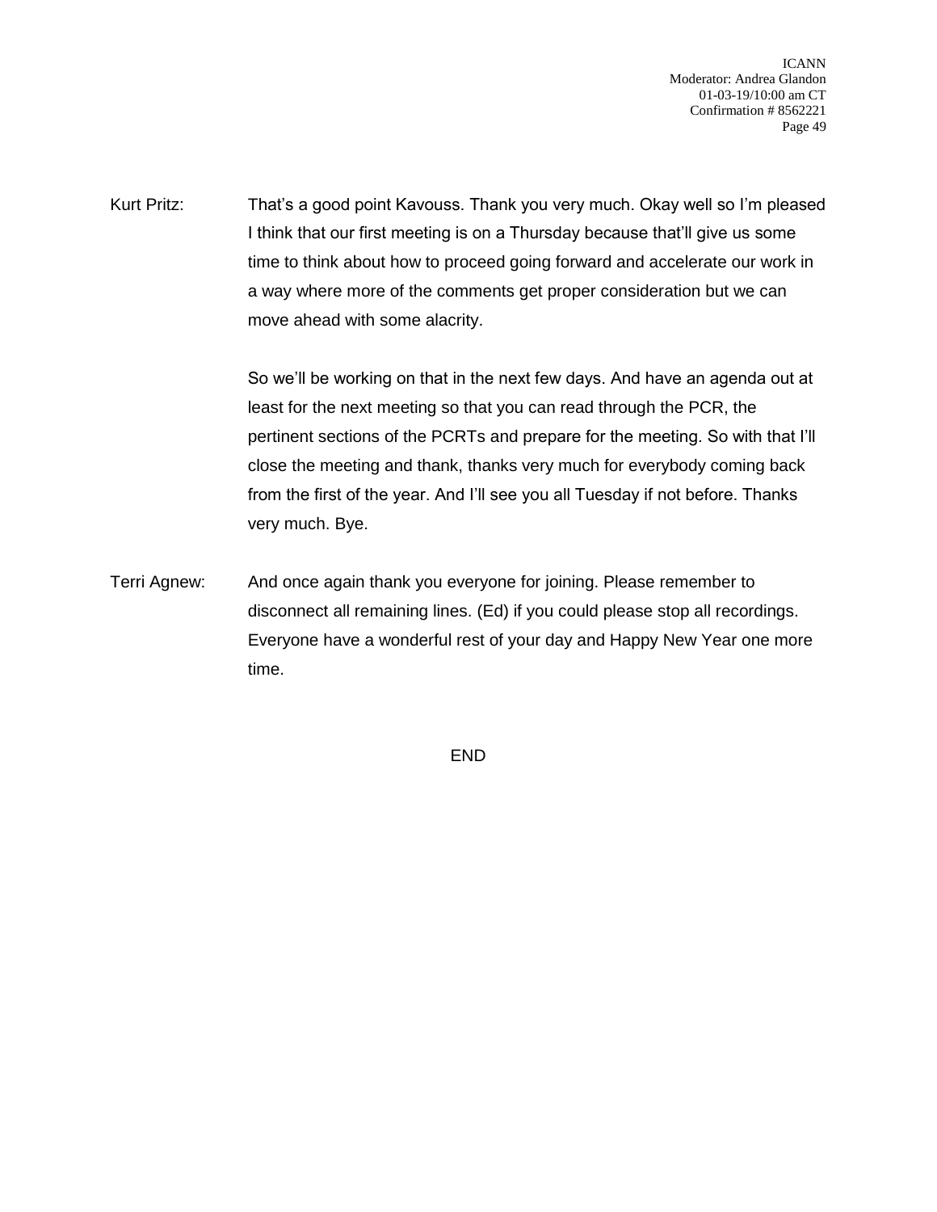Kurt Pritz: That's a good point Kavouss. Thank you very much. Okay well so I'm pleased I think that our first meeting is on a Thursday because that'll give us some time to think about how to proceed going forward and accelerate our work in a way where more of the comments get proper consideration but we can move ahead with some alacrity.

So we'll be working on that in the next few days. And have an agenda out at least for the next meeting so that you can read through the PCR, the pertinent sections of the PCRTs and prepare for the meeting. So with that I'll close the meeting and thank, thanks very much for everybody coming back from the first of the year. And I'll see you all Tuesday if not before. Thanks very much. Bye.

Terri Agnew: And once again thank you everyone for joining. Please remember to disconnect all remaining lines. (Ed) if you could please stop all recordings. Everyone have a wonderful rest of your day and Happy New Year one more time.

END